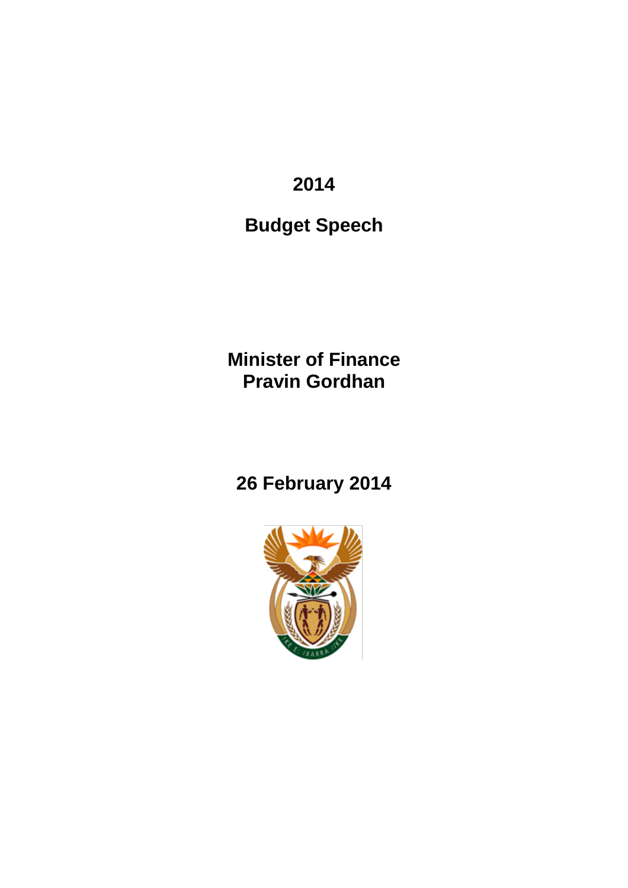# 2014

# Budget Speech

**Minister of Finance**
**Pravin Gordhan**

**26 February 2014**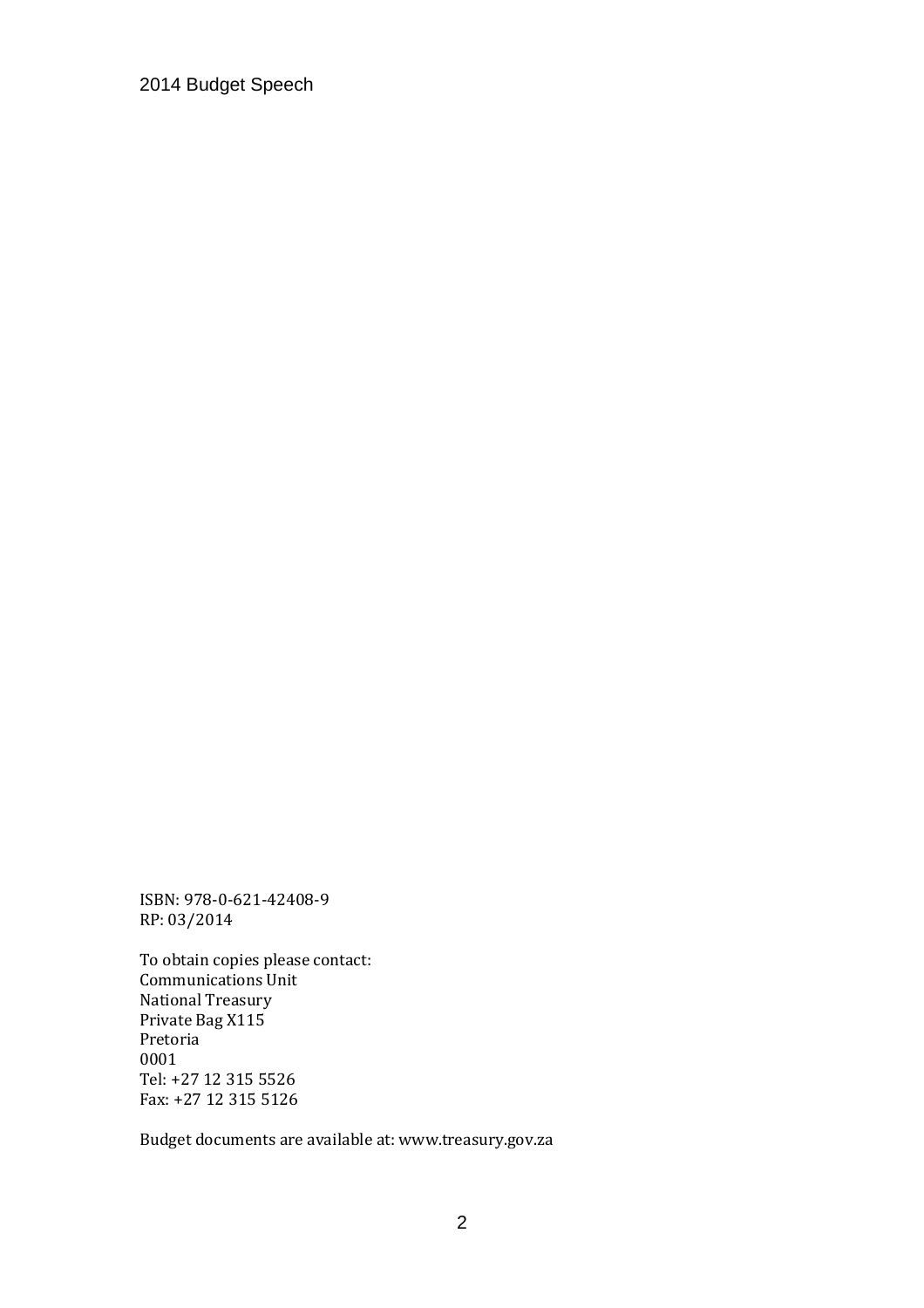ISBN: 978-0-621-42408-9
RP: 03/2014

To obtain copies please contact:
Communications Unit
National Treasury
Private Bag X115
Pretoria
0001
Tel: +27 12 315 5526
Fax: +27 12 315 5126

Budget documents are available at: www.treasury.gov.za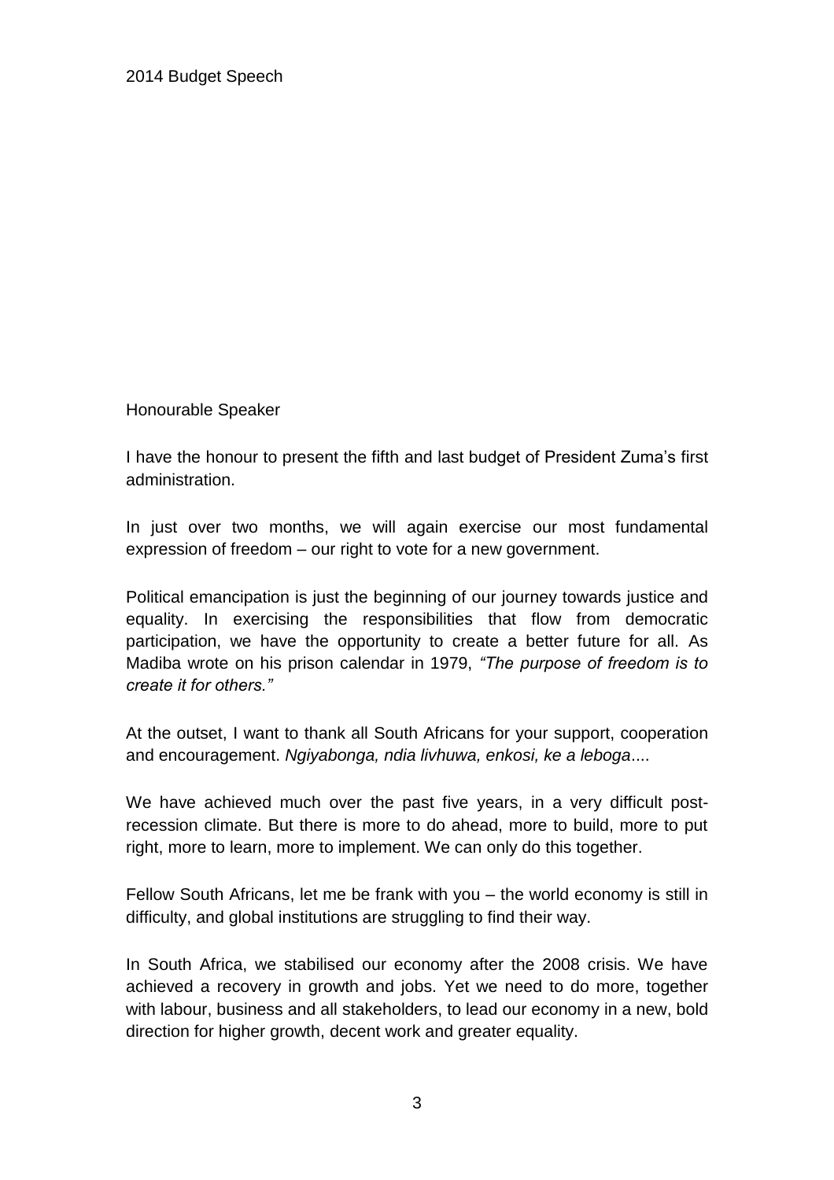2014 Budget Speech

Honourable Speaker

I have the honour to present the fifth and last budget of President Zuma's first administration.

In just over two months, we will again exercise our most fundamental expression of freedom – our right to vote for a new government.

Political emancipation is just the beginning of our journey towards justice and equality. In exercising the responsibilities that flow from democratic participation, we have the opportunity to create a better future for all. As Madiba wrote on his prison calendar in 1979, *"The purpose of freedom is to create it for others."*

At the outset, I want to thank all South Africans for your support, cooperation and encouragement. *Ngiyabonga, ndia livhuwa, enkosi, ke a leboga*....

We have achieved much over the past five years, in a very difficult post-recession climate. But there is more to do ahead, more to build, more to put right, more to learn, more to implement. We can only do this together.

Fellow South Africans, let me be frank with you – the world economy is still in difficulty, and global institutions are struggling to find their way.

In South Africa, we stabilised our economy after the 2008 crisis. We have achieved a recovery in growth and jobs. Yet we need to do more, together with labour, business and all stakeholders, to lead our economy in a new, bold direction for higher growth, decent work and greater equality.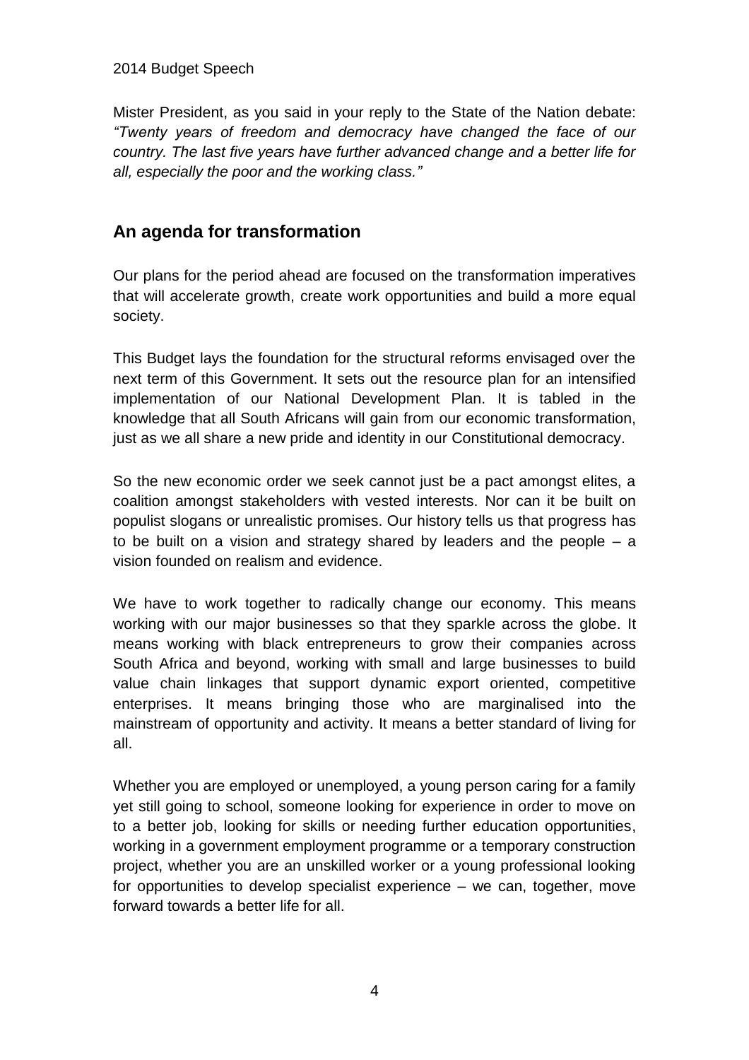Mister President, as you said in your reply to the State of the Nation debate: *"Twenty years of freedom and democracy have changed the face of our country. The last five years have further advanced change and a better life for all, especially the poor and the working class."*

## An agenda for transformation

Our plans for the period ahead are focused on the transformation imperatives that will accelerate growth, create work opportunities and build a more equal society.

This Budget lays the foundation for the structural reforms envisaged over the next term of this Government. It sets out the resource plan for an intensified implementation of our National Development Plan. It is tabled in the knowledge that all South Africans will gain from our economic transformation, just as we all share a new pride and identity in our Constitutional democracy.

So the new economic order we seek cannot just be a pact amongst elites, a coalition amongst stakeholders with vested interests. Nor can it be built on populist slogans or unrealistic promises. Our history tells us that progress has to be built on a vision and strategy shared by leaders and the people – a vision founded on realism and evidence.

We have to work together to radically change our economy. This means working with our major businesses so that they sparkle across the globe. It means working with black entrepreneurs to grow their companies across South Africa and beyond, working with small and large businesses to build value chain linkages that support dynamic export oriented, competitive enterprises. It means bringing those who are marginalised into the mainstream of opportunity and activity. It means a better standard of living for all.

Whether you are employed or unemployed, a young person caring for a family yet still going to school, someone looking for experience in order to move on to a better job, looking for skills or needing further education opportunities, working in a government employment programme or a temporary construction project, whether you are an unskilled worker or a young professional looking for opportunities to develop specialist experience – we can, together, move forward towards a better life for all.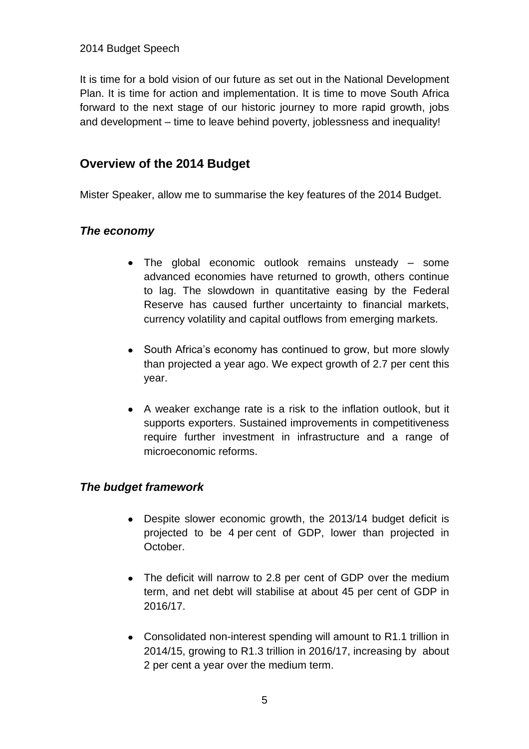It is time for a bold vision of our future as set out in the National Development Plan. It is time for action and implementation. It is time to move South Africa forward to the next stage of our historic journey to more rapid growth, jobs and development – time to leave behind poverty, joblessness and inequality!

## Overview of the 2014 Budget

Mister Speaker, allow me to summarise the key features of the 2014 Budget.

### *The economy*

- The global economic outlook remains unsteady – some advanced economies have returned to growth, others continue to lag. The slowdown in quantitative easing by the Federal Reserve has caused further uncertainty to financial markets, currency volatility and capital outflows from emerging markets.
- South Africa's economy has continued to grow, but more slowly than projected a year ago. We expect growth of 2.7 per cent this year.
- A weaker exchange rate is a risk to the inflation outlook, but it supports exporters. Sustained improvements in competitiveness require further investment in infrastructure and a range of microeconomic reforms.

### *The budget framework*

- Despite slower economic growth, the 2013/14 budget deficit is projected to be 4 per cent of GDP, lower than projected in October.
- The deficit will narrow to 2.8 per cent of GDP over the medium term, and net debt will stabilise at about 45 per cent of GDP in 2016/17.
- Consolidated non-interest spending will amount to R1.1 trillion in 2014/15, growing to R1.3 trillion in 2016/17, increasing by about 2 per cent a year over the medium term.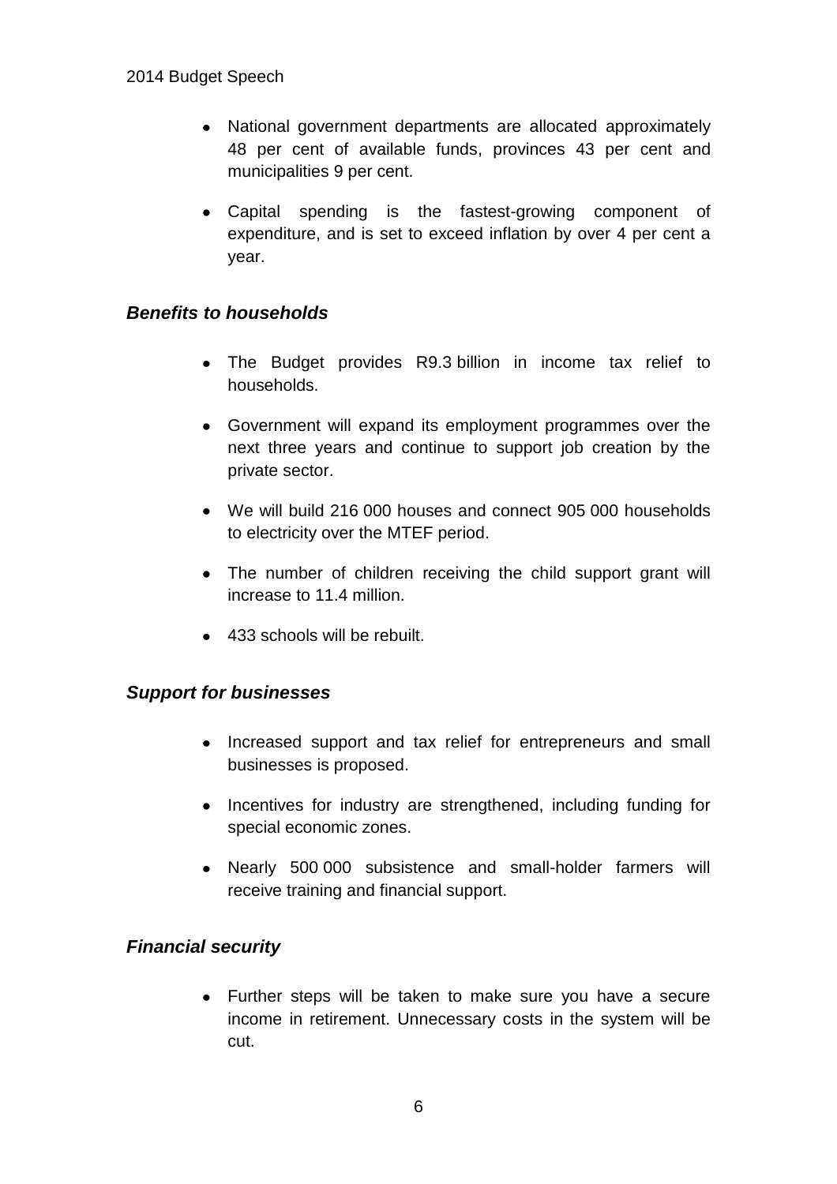- National government departments are allocated approximately 48 per cent of available funds, provinces 43 per cent and municipalities 9 per cent.
- Capital spending is the fastest-growing component of expenditure, and is set to exceed inflation by over 4 per cent a year.

### *Benefits to households*

- The Budget provides R9.3 billion in income tax relief to households.
- Government will expand its employment programmes over the next three years and continue to support job creation by the private sector.
- We will build 216 000 houses and connect 905 000 households to electricity over the MTEF period.
- The number of children receiving the child support grant will increase to 11.4 million.
- 433 schools will be rebuilt.

### *Support for businesses*

- Increased support and tax relief for entrepreneurs and small businesses is proposed.
- Incentives for industry are strengthened, including funding for special economic zones.
- Nearly 500 000 subsistence and small-holder farmers will receive training and financial support.

### *Financial security*

- Further steps will be taken to make sure you have a secure income in retirement. Unnecessary costs in the system will be cut.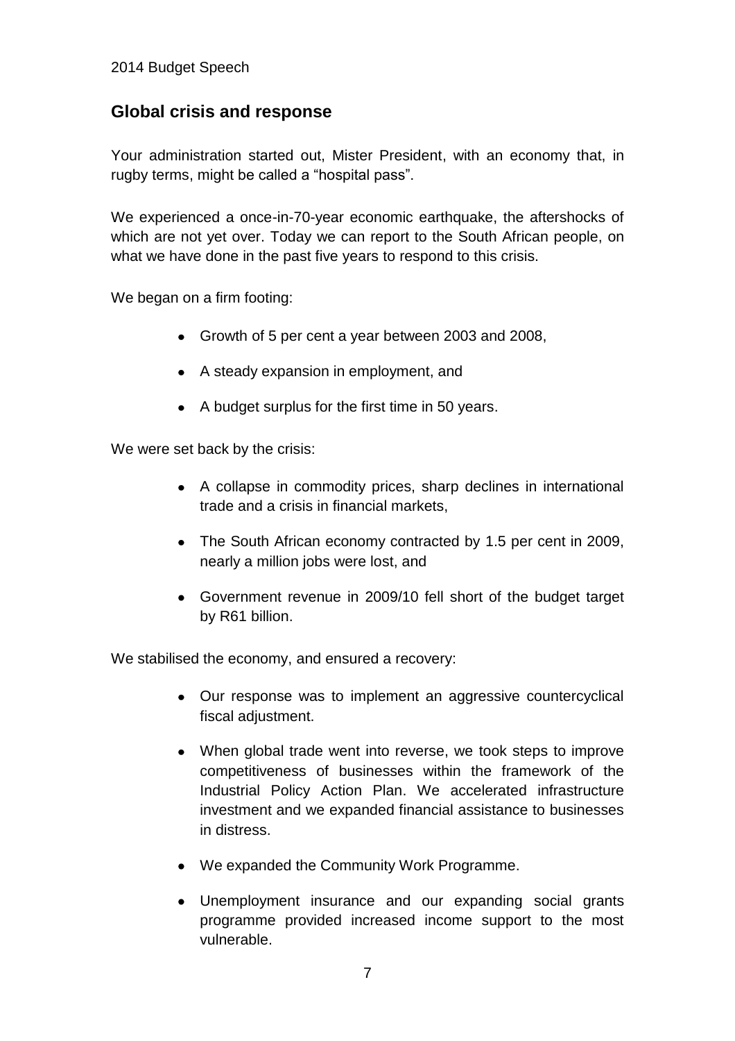## Global crisis and response

Your administration started out, Mister President, with an economy that, in rugby terms, might be called a "hospital pass".

We experienced a once-in-70-year economic earthquake, the aftershocks of which are not yet over. Today we can report to the South African people, on what we have done in the past five years to respond to this crisis.

We began on a firm footing:

- Growth of 5 per cent a year between 2003 and 2008,
- A steady expansion in employment, and
- A budget surplus for the first time in 50 years.

We were set back by the crisis:

- A collapse in commodity prices, sharp declines in international trade and a crisis in financial markets,
- The South African economy contracted by 1.5 per cent in 2009, nearly a million jobs were lost, and
- Government revenue in 2009/10 fell short of the budget target by R61 billion.

We stabilised the economy, and ensured a recovery:

- Our response was to implement an aggressive countercyclical fiscal adjustment.
- When global trade went into reverse, we took steps to improve competitiveness of businesses within the framework of the Industrial Policy Action Plan. We accelerated infrastructure investment and we expanded financial assistance to businesses in distress.
- We expanded the Community Work Programme.
- Unemployment insurance and our expanding social grants programme provided increased income support to the most vulnerable.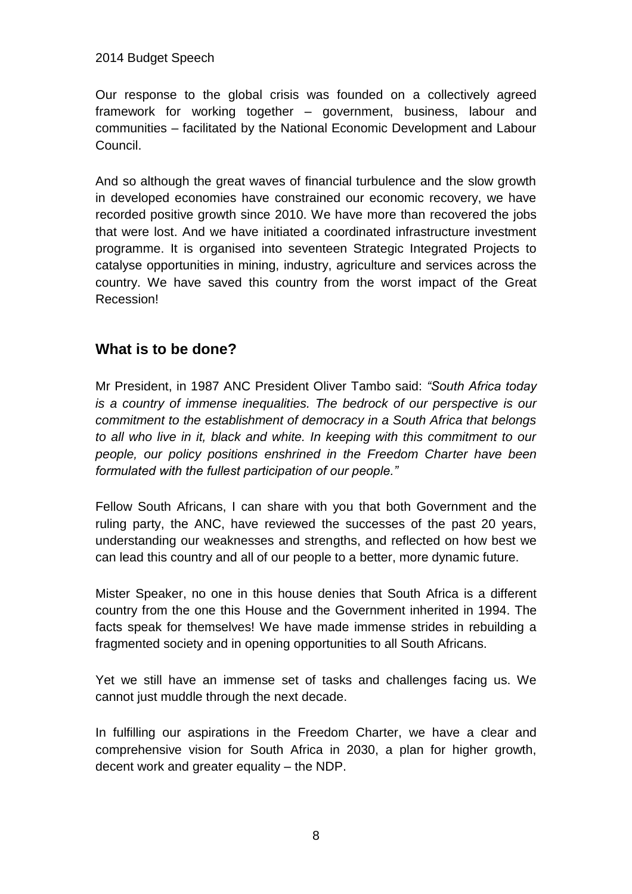Our response to the global crisis was founded on a collectively agreed framework for working together – government, business, labour and communities – facilitated by the National Economic Development and Labour Council.

And so although the great waves of financial turbulence and the slow growth in developed economies have constrained our economic recovery, we have recorded positive growth since 2010. We have more than recovered the jobs that were lost. And we have initiated a coordinated infrastructure investment programme. It is organised into seventeen Strategic Integrated Projects to catalyse opportunities in mining, industry, agriculture and services across the country. We have saved this country from the worst impact of the Great Recession!

## What is to be done?

Mr President, in 1987 ANC President Oliver Tambo said: *"South Africa today is a country of immense inequalities. The bedrock of our perspective is our commitment to the establishment of democracy in a South Africa that belongs to all who live in it, black and white. In keeping with this commitment to our people, our policy positions enshrined in the Freedom Charter have been formulated with the fullest participation of our people."*

Fellow South Africans, I can share with you that both Government and the ruling party, the ANC, have reviewed the successes of the past 20 years, understanding our weaknesses and strengths, and reflected on how best we can lead this country and all of our people to a better, more dynamic future.

Mister Speaker, no one in this house denies that South Africa is a different country from the one this House and the Government inherited in 1994. The facts speak for themselves! We have made immense strides in rebuilding a fragmented society and in opening opportunities to all South Africans.

Yet we still have an immense set of tasks and challenges facing us. We cannot just muddle through the next decade.

In fulfilling our aspirations in the Freedom Charter, we have a clear and comprehensive vision for South Africa in 2030, a plan for higher growth, decent work and greater equality – the NDP.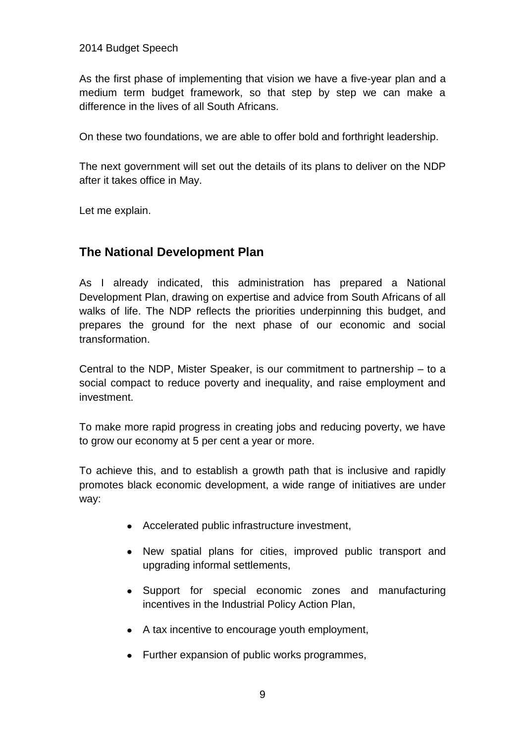As the first phase of implementing that vision we have a five-year plan and a medium term budget framework, so that step by step we can make a difference in the lives of all South Africans.

On these two foundations, we are able to offer bold and forthright leadership.

The next government will set out the details of its plans to deliver on the NDP after it takes office in May.

Let me explain.

## The National Development Plan

As I already indicated, this administration has prepared a National Development Plan, drawing on expertise and advice from South Africans of all walks of life. The NDP reflects the priorities underpinning this budget, and prepares the ground for the next phase of our economic and social transformation.

Central to the NDP, Mister Speaker, is our commitment to partnership – to a social compact to reduce poverty and inequality, and raise employment and investment.

To make more rapid progress in creating jobs and reducing poverty, we have to grow our economy at 5 per cent a year or more.

To achieve this, and to establish a growth path that is inclusive and rapidly promotes black economic development, a wide range of initiatives are under way:

- Accelerated public infrastructure investment,
- New spatial plans for cities, improved public transport and upgrading informal settlements,
- Support for special economic zones and manufacturing incentives in the Industrial Policy Action Plan,
- A tax incentive to encourage youth employment,
- Further expansion of public works programmes,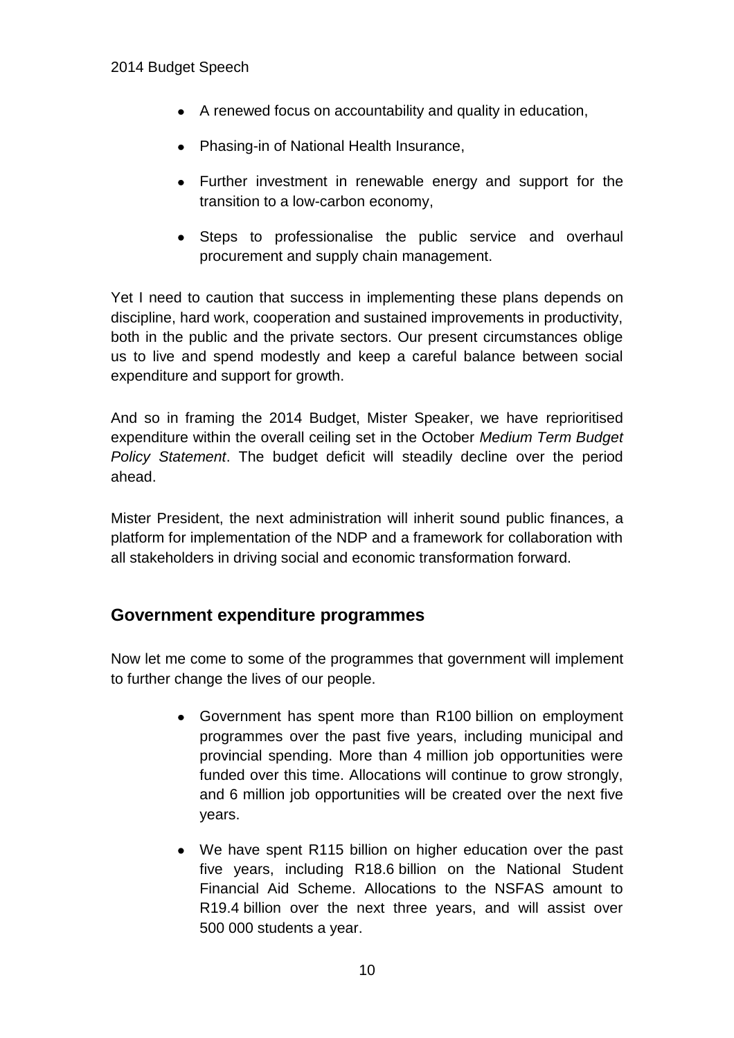- A renewed focus on accountability and quality in education,
- Phasing-in of National Health Insurance,
- Further investment in renewable energy and support for the transition to a low-carbon economy,
- Steps to professionalise the public service and overhaul procurement and supply chain management.

Yet I need to caution that success in implementing these plans depends on discipline, hard work, cooperation and sustained improvements in productivity, both in the public and the private sectors. Our present circumstances oblige us to live and spend modestly and keep a careful balance between social expenditure and support for growth.

And so in framing the 2014 Budget, Mister Speaker, we have reprioritised expenditure within the overall ceiling set in the October *Medium Term Budget Policy Statement*. The budget deficit will steadily decline over the period ahead.

Mister President, the next administration will inherit sound public finances, a platform for implementation of the NDP and a framework for collaboration with all stakeholders in driving social and economic transformation forward.

## Government expenditure programmes

Now let me come to some of the programmes that government will implement to further change the lives of our people.

- Government has spent more than R100 billion on employment programmes over the past five years, including municipal and provincial spending. More than 4 million job opportunities were funded over this time. Allocations will continue to grow strongly, and 6 million job opportunities will be created over the next five years.
- We have spent R115 billion on higher education over the past five years, including R18.6 billion on the National Student Financial Aid Scheme. Allocations to the NSFAS amount to R19.4 billion over the next three years, and will assist over 500 000 students a year.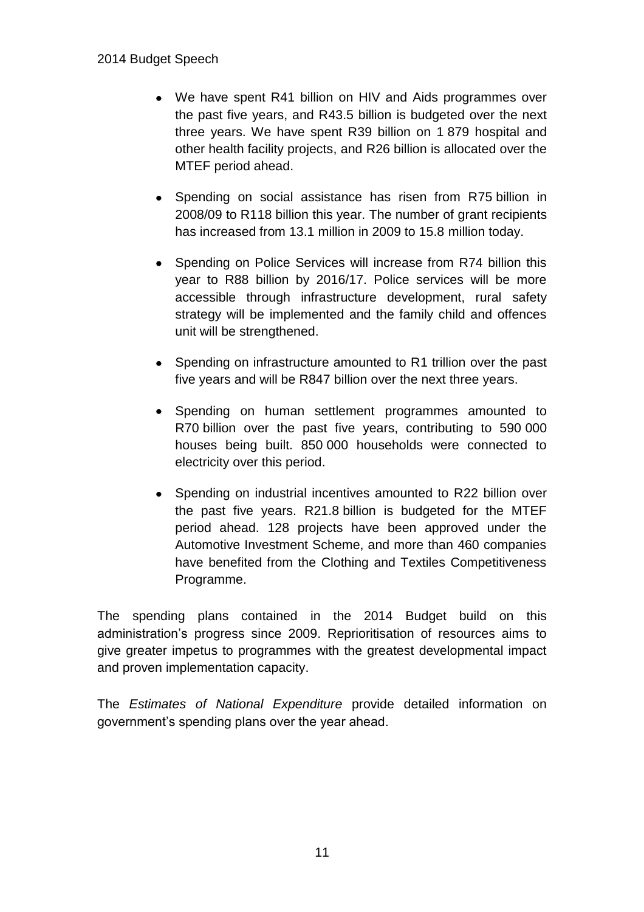- We have spent R41 billion on HIV and Aids programmes over the past five years, and R43.5 billion is budgeted over the next three years. We have spent R39 billion on 1 879 hospital and other health facility projects, and R26 billion is allocated over the MTEF period ahead.

- Spending on social assistance has risen from R75 billion in 2008/09 to R118 billion this year. The number of grant recipients has increased from 13.1 million in 2009 to 15.8 million today.

- Spending on Police Services will increase from R74 billion this year to R88 billion by 2016/17. Police services will be more accessible through infrastructure development, rural safety strategy will be implemented and the family child and offences unit will be strengthened.

- Spending on infrastructure amounted to R1 trillion over the past five years and will be R847 billion over the next three years.

- Spending on human settlement programmes amounted to R70 billion over the past five years, contributing to 590 000 houses being built. 850 000 households were connected to electricity over this period.

- Spending on industrial incentives amounted to R22 billion over the past five years. R21.8 billion is budgeted for the MTEF period ahead. 128 projects have been approved under the Automotive Investment Scheme, and more than 460 companies have benefited from the Clothing and Textiles Competitiveness Programme.

The spending plans contained in the 2014 Budget build on this administration's progress since 2009. Reprioritisation of resources aims to give greater impetus to programmes with the greatest developmental impact and proven implementation capacity.

The *Estimates of National Expenditure* provide detailed information on government's spending plans over the year ahead.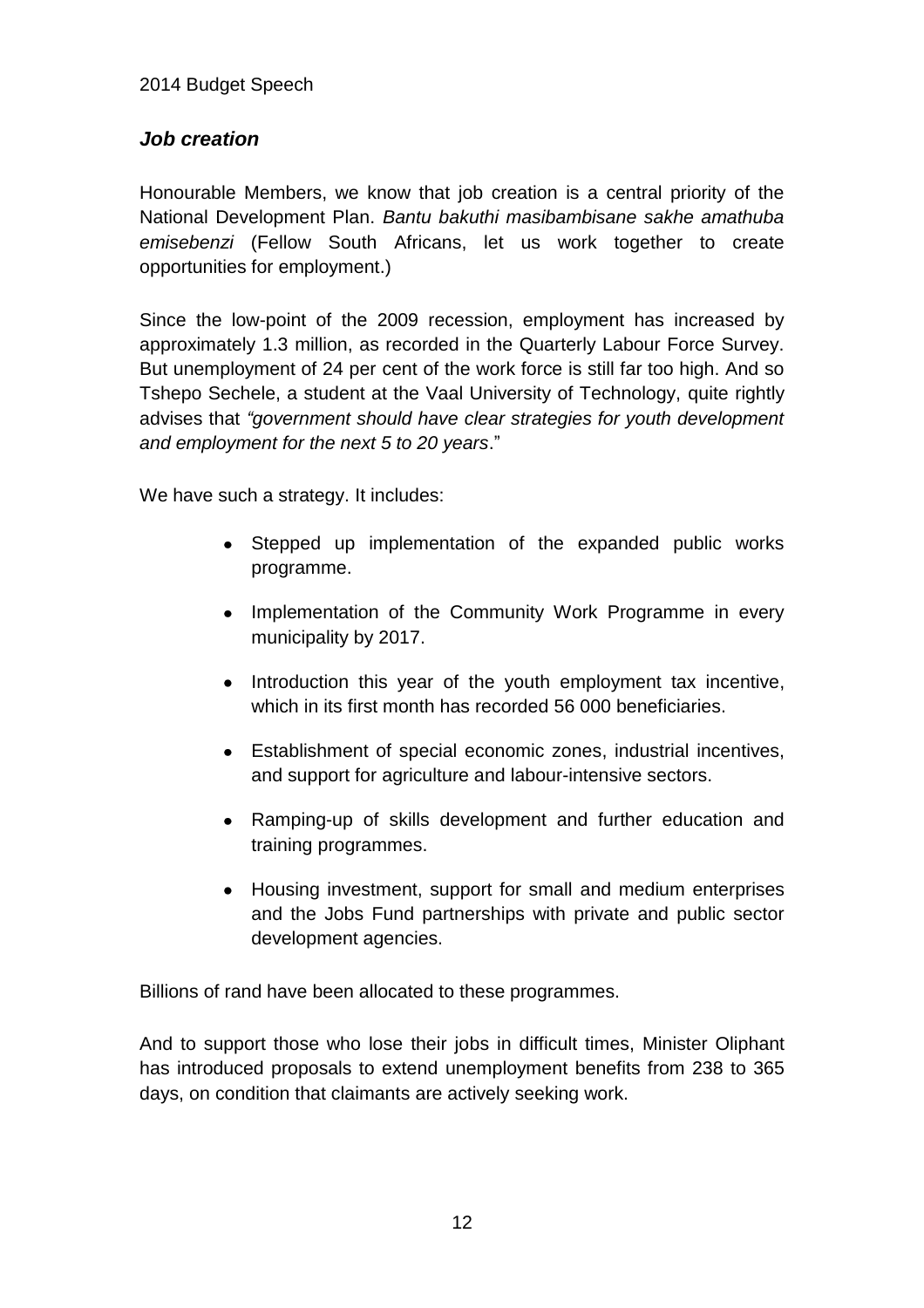## *Job creation*

Honourable Members, we know that job creation is a central priority of the National Development Plan. *Bantu bakuthi masibambisane sakhe amathuba emisebenzi* (Fellow South Africans, let us work together to create opportunities for employment.)

Since the low-point of the 2009 recession, employment has increased by approximately 1.3 million, as recorded in the Quarterly Labour Force Survey. But unemployment of 24 per cent of the work force is still far too high. And so Tshepo Sechele, a student at the Vaal University of Technology, quite rightly advises that *"government should have clear strategies for youth development and employment for the next 5 to 20 years*."

We have such a strategy. It includes:

- Stepped up implementation of the expanded public works programme.
- Implementation of the Community Work Programme in every municipality by 2017.
- Introduction this year of the youth employment tax incentive, which in its first month has recorded 56 000 beneficiaries.
- Establishment of special economic zones, industrial incentives, and support for agriculture and labour-intensive sectors.
- Ramping-up of skills development and further education and training programmes.
- Housing investment, support for small and medium enterprises and the Jobs Fund partnerships with private and public sector development agencies.

Billions of rand have been allocated to these programmes.

And to support those who lose their jobs in difficult times, Minister Oliphant has introduced proposals to extend unemployment benefits from 238 to 365 days, on condition that claimants are actively seeking work.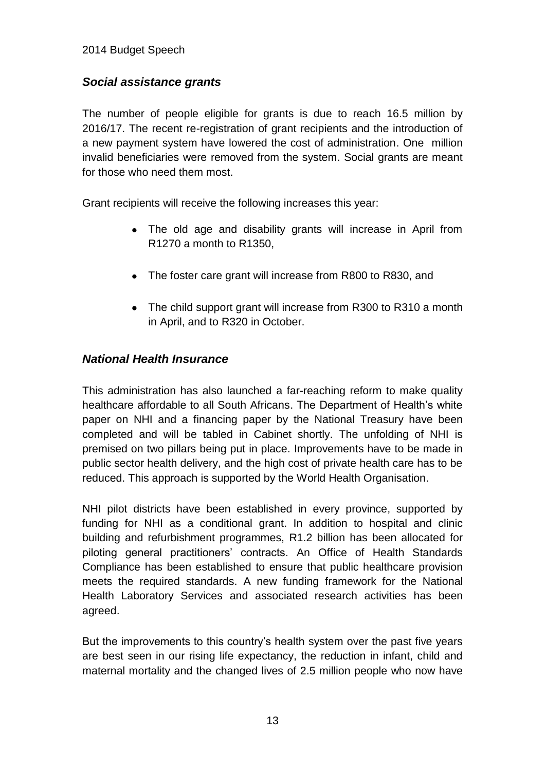### *Social assistance grants*

The number of people eligible for grants is due to reach 16.5 million by 2016/17. The recent re-registration of grant recipients and the introduction of a new payment system have lowered the cost of administration. One million invalid beneficiaries were removed from the system. Social grants are meant for those who need them most.

Grant recipients will receive the following increases this year:

- The old age and disability grants will increase in April from R1270 a month to R1350,
- The foster care grant will increase from R800 to R830, and
- The child support grant will increase from R300 to R310 a month in April, and to R320 in October.

### *National Health Insurance*

This administration has also launched a far-reaching reform to make quality healthcare affordable to all South Africans. The Department of Health's white paper on NHI and a financing paper by the National Treasury have been completed and will be tabled in Cabinet shortly. The unfolding of NHI is premised on two pillars being put in place. Improvements have to be made in public sector health delivery, and the high cost of private health care has to be reduced. This approach is supported by the World Health Organisation.

NHI pilot districts have been established in every province, supported by funding for NHI as a conditional grant. In addition to hospital and clinic building and refurbishment programmes, R1.2 billion has been allocated for piloting general practitioners' contracts. An Office of Health Standards Compliance has been established to ensure that public healthcare provision meets the required standards. A new funding framework for the National Health Laboratory Services and associated research activities has been agreed.

But the improvements to this country's health system over the past five years are best seen in our rising life expectancy, the reduction in infant, child and maternal mortality and the changed lives of 2.5 million people who now have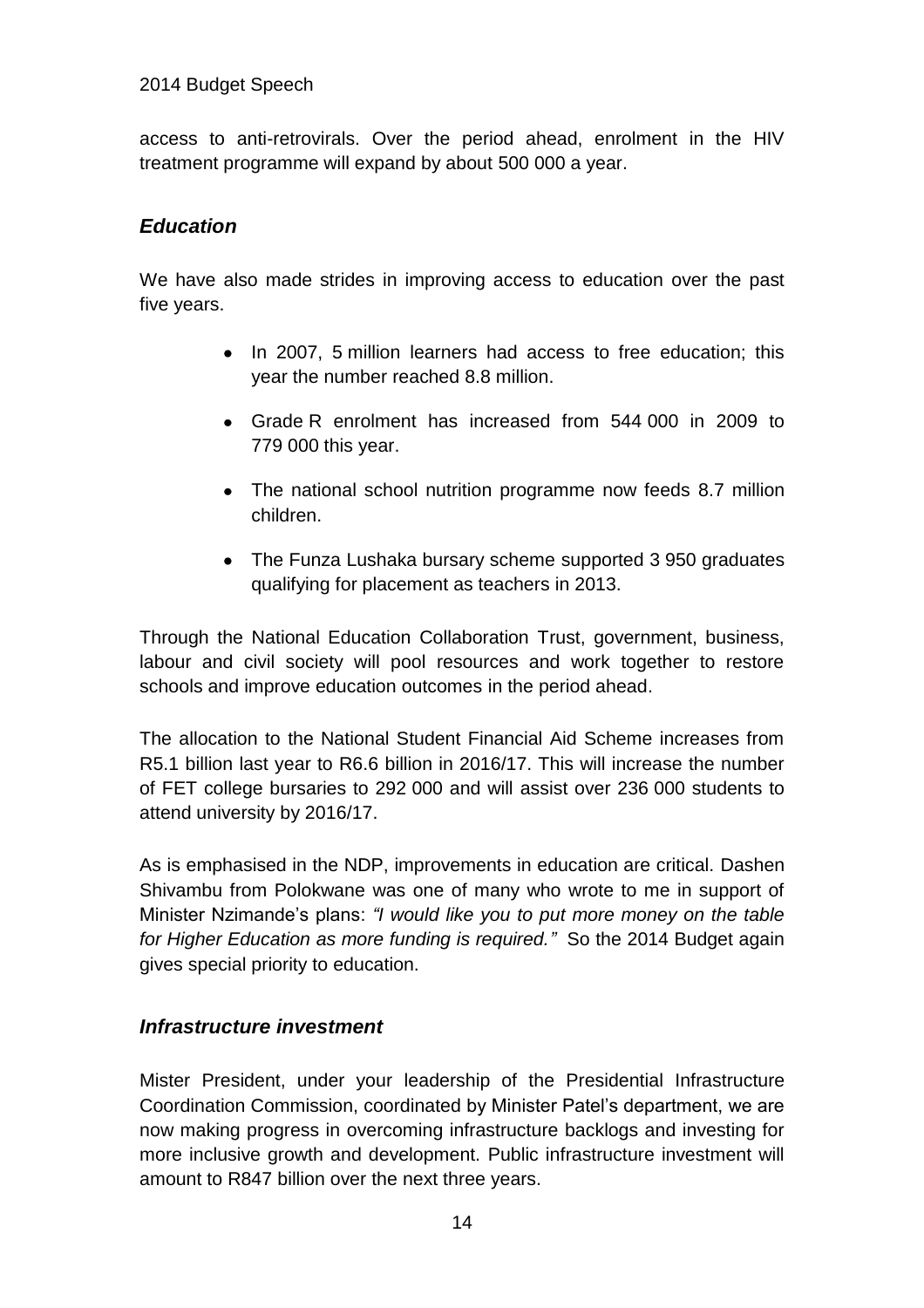access to anti-retrovirals. Over the period ahead, enrolment in the HIV treatment programme will expand by about 500 000 a year.

### *Education*

We have also made strides in improving access to education over the past five years.

- In 2007, 5 million learners had access to free education; this year the number reached 8.8 million.
- Grade R enrolment has increased from 544 000 in 2009 to 779 000 this year.
- The national school nutrition programme now feeds 8.7 million children.
- The Funza Lushaka bursary scheme supported 3 950 graduates qualifying for placement as teachers in 2013.

Through the National Education Collaboration Trust, government, business, labour and civil society will pool resources and work together to restore schools and improve education outcomes in the period ahead.

The allocation to the National Student Financial Aid Scheme increases from R5.1 billion last year to R6.6 billion in 2016/17. This will increase the number of FET college bursaries to 292 000 and will assist over 236 000 students to attend university by 2016/17.

As is emphasised in the NDP, improvements in education are critical. Dashen Shivambu from Polokwane was one of many who wrote to me in support of Minister Nzimande's plans: *"I would like you to put more money on the table for Higher Education as more funding is required."* So the 2014 Budget again gives special priority to education.

### *Infrastructure investment*

Mister President, under your leadership of the Presidential Infrastructure Coordination Commission, coordinated by Minister Patel's department, we are now making progress in overcoming infrastructure backlogs and investing for more inclusive growth and development. Public infrastructure investment will amount to R847 billion over the next three years.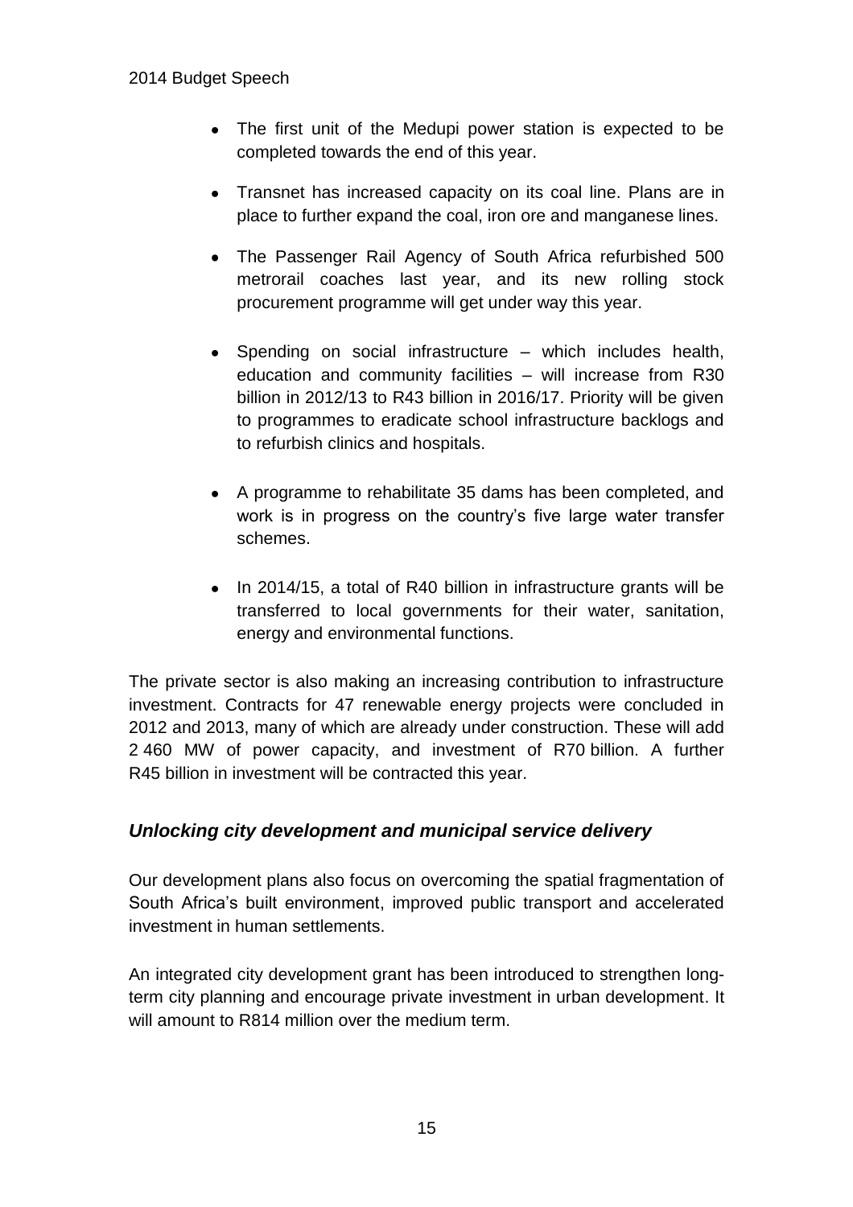- The first unit of the Medupi power station is expected to be completed towards the end of this year.
- Transnet has increased capacity on its coal line. Plans are in place to further expand the coal, iron ore and manganese lines.
- The Passenger Rail Agency of South Africa refurbished 500 metrorail coaches last year, and its new rolling stock procurement programme will get under way this year.
- Spending on social infrastructure – which includes health, education and community facilities – will increase from R30 billion in 2012/13 to R43 billion in 2016/17. Priority will be given to programmes to eradicate school infrastructure backlogs and to refurbish clinics and hospitals.
- A programme to rehabilitate 35 dams has been completed, and work is in progress on the country's five large water transfer schemes.
- In 2014/15, a total of R40 billion in infrastructure grants will be transferred to local governments for their water, sanitation, energy and environmental functions.

The private sector is also making an increasing contribution to infrastructure investment. Contracts for 47 renewable energy projects were concluded in 2012 and 2013, many of which are already under construction. These will add 2 460 MW of power capacity, and investment of R70 billion. A further R45 billion in investment will be contracted this year.

### *Unlocking city development and municipal service delivery*

Our development plans also focus on overcoming the spatial fragmentation of South Africa's built environment, improved public transport and accelerated investment in human settlements.

An integrated city development grant has been introduced to strengthen long-term city planning and encourage private investment in urban development. It will amount to R814 million over the medium term.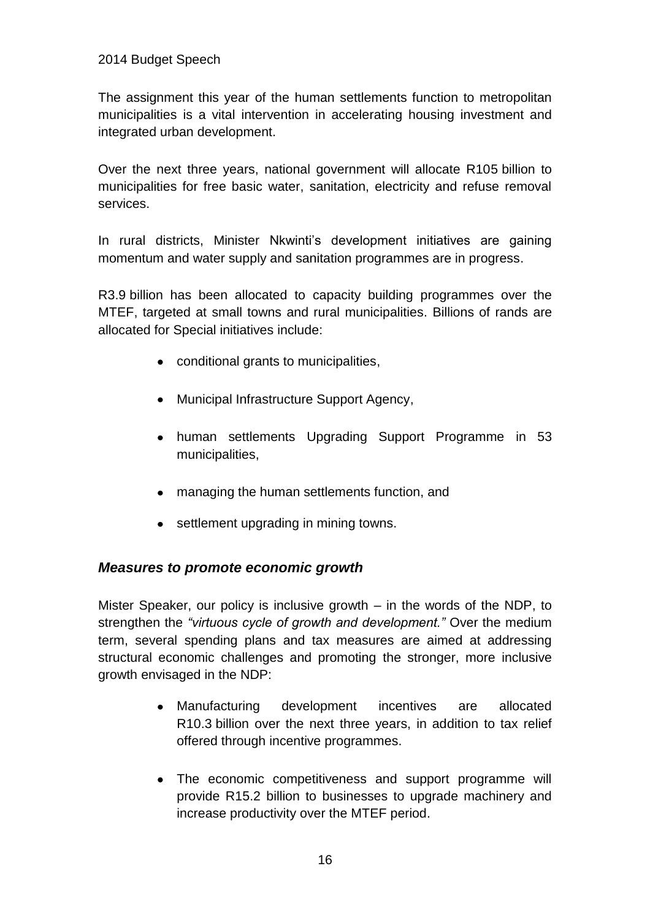The assignment this year of the human settlements function to metropolitan municipalities is a vital intervention in accelerating housing investment and integrated urban development.

Over the next three years, national government will allocate R105 billion to municipalities for free basic water, sanitation, electricity and refuse removal services.

In rural districts, Minister Nkwinti's development initiatives are gaining momentum and water supply and sanitation programmes are in progress.

R3.9 billion has been allocated to capacity building programmes over the MTEF, targeted at small towns and rural municipalities. Billions of rands are allocated for Special initiatives include:

- conditional grants to municipalities,
- Municipal Infrastructure Support Agency,
- human settlements Upgrading Support Programme in 53 municipalities,
- managing the human settlements function, and
- settlement upgrading in mining towns.

### *Measures to promote economic growth*

Mister Speaker, our policy is inclusive growth – in the words of the NDP, to strengthen the *"virtuous cycle of growth and development."* Over the medium term, several spending plans and tax measures are aimed at addressing structural economic challenges and promoting the stronger, more inclusive growth envisaged in the NDP:

- Manufacturing development incentives are allocated R10.3 billion over the next three years, in addition to tax relief offered through incentive programmes.
- The economic competitiveness and support programme will provide R15.2 billion to businesses to upgrade machinery and increase productivity over the MTEF period.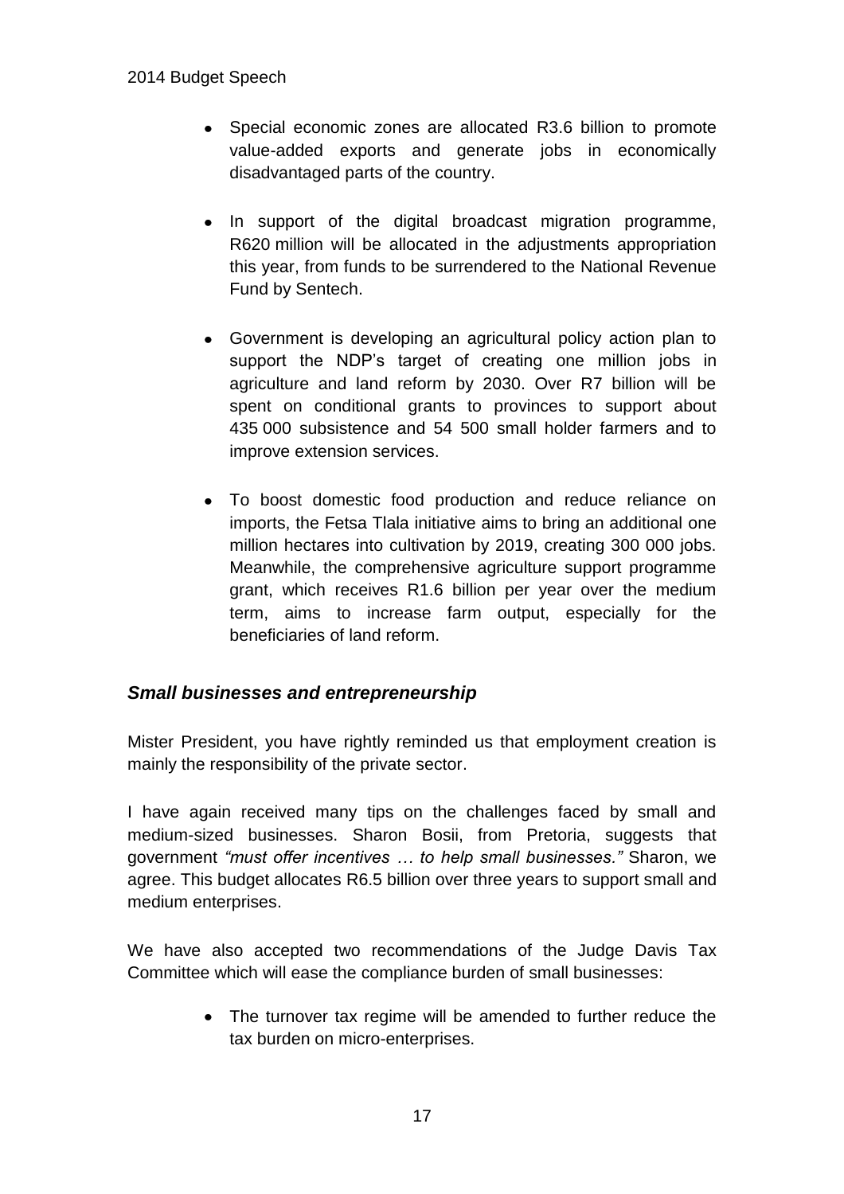- Special economic zones are allocated R3.6 billion to promote value-added exports and generate jobs in economically disadvantaged parts of the country.

- In support of the digital broadcast migration programme, R620 million will be allocated in the adjustments appropriation this year, from funds to be surrendered to the National Revenue Fund by Sentech.

- Government is developing an agricultural policy action plan to support the NDP's target of creating one million jobs in agriculture and land reform by 2030. Over R7 billion will be spent on conditional grants to provinces to support about 435 000 subsistence and 54 500 small holder farmers and to improve extension services.

- To boost domestic food production and reduce reliance on imports, the Fetsa Tlala initiative aims to bring an additional one million hectares into cultivation by 2019, creating 300 000 jobs. Meanwhile, the comprehensive agriculture support programme grant, which receives R1.6 billion per year over the medium term, aims to increase farm output, especially for the beneficiaries of land reform.

### *Small businesses and entrepreneurship*

Mister President, you have rightly reminded us that employment creation is mainly the responsibility of the private sector.

I have again received many tips on the challenges faced by small and medium-sized businesses. Sharon Bosii, from Pretoria, suggests that government *"must offer incentives … to help small businesses."* Sharon, we agree. This budget allocates R6.5 billion over three years to support small and medium enterprises.

We have also accepted two recommendations of the Judge Davis Tax Committee which will ease the compliance burden of small businesses:

- The turnover tax regime will be amended to further reduce the tax burden on micro-enterprises.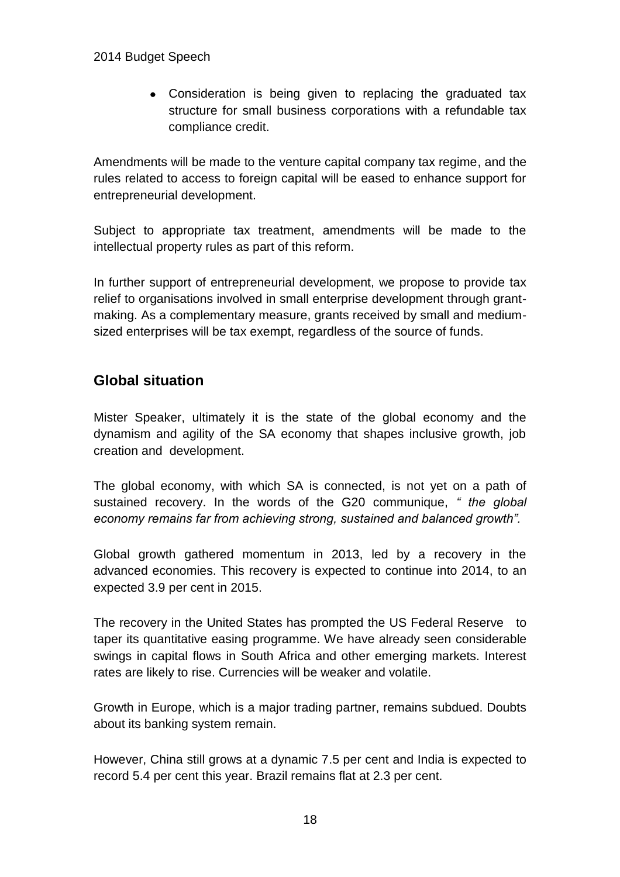- Consideration is being given to replacing the graduated tax structure for small business corporations with a refundable tax compliance credit.

Amendments will be made to the venture capital company tax regime, and the rules related to access to foreign capital will be eased to enhance support for entrepreneurial development.

Subject to appropriate tax treatment, amendments will be made to the intellectual property rules as part of this reform.

In further support of entrepreneurial development, we propose to provide tax relief to organisations involved in small enterprise development through grant-making. As a complementary measure, grants received by small and medium-sized enterprises will be tax exempt, regardless of the source of funds.

## Global situation

Mister Speaker, ultimately it is the state of the global economy and the dynamism and agility of the SA economy that shapes inclusive growth, job creation and development.

The global economy, with which SA is connected, is not yet on a path of sustained recovery. In the words of the G20 communique, *" the global economy remains far from achieving strong, sustained and balanced growth".*

Global growth gathered momentum in 2013, led by a recovery in the advanced economies. This recovery is expected to continue into 2014, to an expected 3.9 per cent in 2015.

The recovery in the United States has prompted the US Federal Reserve to taper its quantitative easing programme. We have already seen considerable swings in capital flows in South Africa and other emerging markets. Interest rates are likely to rise. Currencies will be weaker and volatile.

Growth in Europe, which is a major trading partner, remains subdued. Doubts about its banking system remain.

However, China still grows at a dynamic 7.5 per cent and India is expected to record 5.4 per cent this year. Brazil remains flat at 2.3 per cent.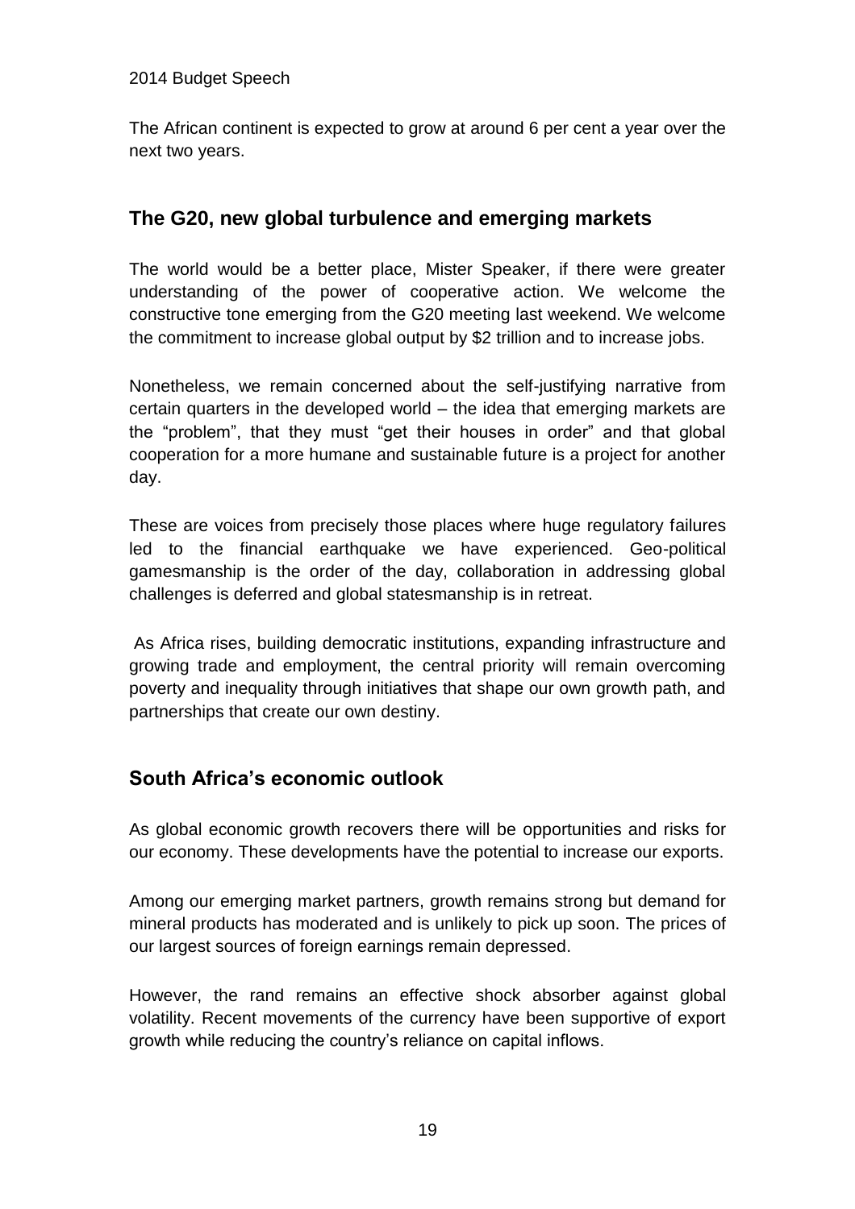The African continent is expected to grow at around 6 per cent a year over the next two years.

## The G20, new global turbulence and emerging markets

The world would be a better place, Mister Speaker, if there were greater understanding of the power of cooperative action. We welcome the constructive tone emerging from the G20 meeting last weekend. We welcome the commitment to increase global output by $2 trillion and to increase jobs.

Nonetheless, we remain concerned about the self-justifying narrative from certain quarters in the developed world – the idea that emerging markets are the "problem", that they must "get their houses in order" and that global cooperation for a more humane and sustainable future is a project for another day.

These are voices from precisely those places where huge regulatory failures led to the financial earthquake we have experienced. Geo-political gamesmanship is the order of the day, collaboration in addressing global challenges is deferred and global statesmanship is in retreat.

As Africa rises, building democratic institutions, expanding infrastructure and growing trade and employment, the central priority will remain overcoming poverty and inequality through initiatives that shape our own growth path, and partnerships that create our own destiny.

## South Africa's economic outlook

As global economic growth recovers there will be opportunities and risks for our economy. These developments have the potential to increase our exports.

Among our emerging market partners, growth remains strong but demand for mineral products has moderated and is unlikely to pick up soon. The prices of our largest sources of foreign earnings remain depressed.

However, the rand remains an effective shock absorber against global volatility. Recent movements of the currency have been supportive of export growth while reducing the country's reliance on capital inflows.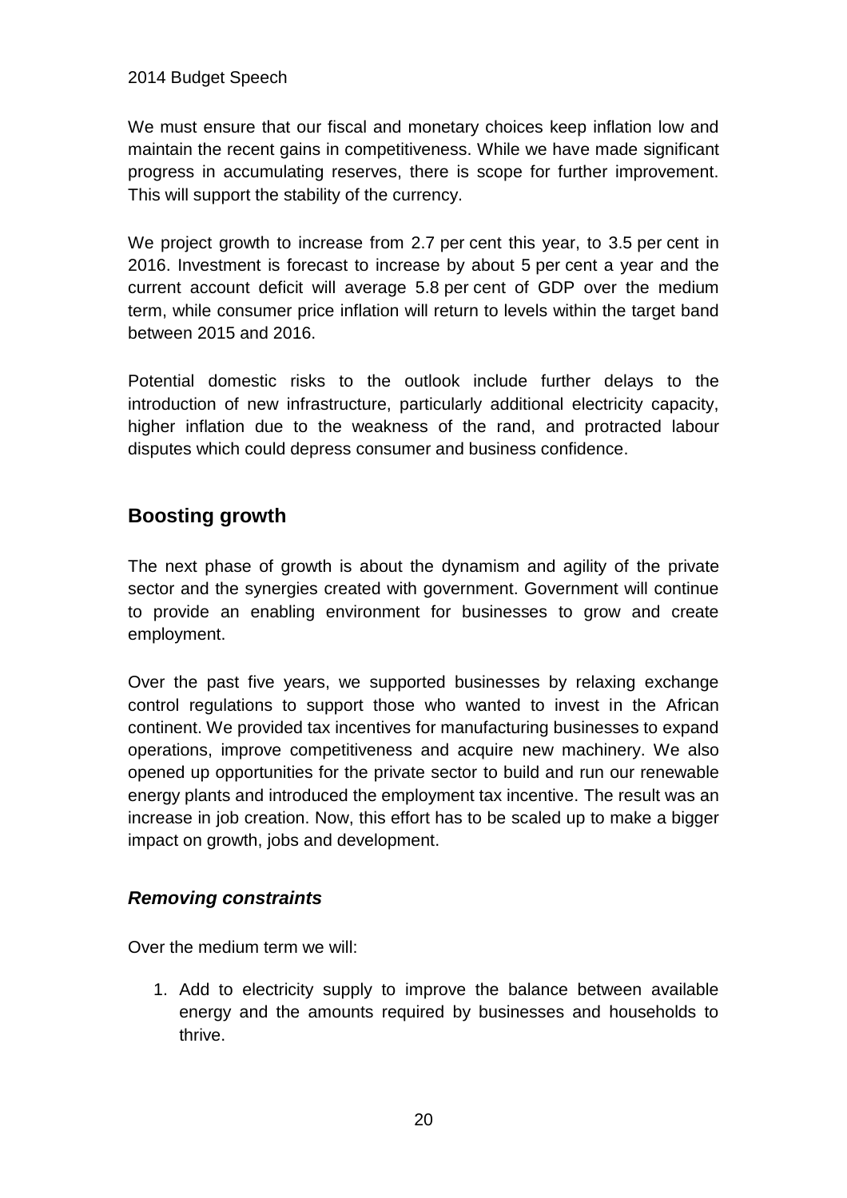We must ensure that our fiscal and monetary choices keep inflation low and maintain the recent gains in competitiveness. While we have made significant progress in accumulating reserves, there is scope for further improvement. This will support the stability of the currency.

We project growth to increase from 2.7 per cent this year, to 3.5 per cent in 2016. Investment is forecast to increase by about 5 per cent a year and the current account deficit will average 5.8 per cent of GDP over the medium term, while consumer price inflation will return to levels within the target band between 2015 and 2016.

Potential domestic risks to the outlook include further delays to the introduction of new infrastructure, particularly additional electricity capacity, higher inflation due to the weakness of the rand, and protracted labour disputes which could depress consumer and business confidence.

## Boosting growth

The next phase of growth is about the dynamism and agility of the private sector and the synergies created with government. Government will continue to provide an enabling environment for businesses to grow and create employment.

Over the past five years, we supported businesses by relaxing exchange control regulations to support those who wanted to invest in the African continent. We provided tax incentives for manufacturing businesses to expand operations, improve competitiveness and acquire new machinery. We also opened up opportunities for the private sector to build and run our renewable energy plants and introduced the employment tax incentive. The result was an increase in job creation. Now, this effort has to be scaled up to make a bigger impact on growth, jobs and development.

### *Removing constraints*

Over the medium term we will:

1. Add to electricity supply to improve the balance between available energy and the amounts required by businesses and households to thrive.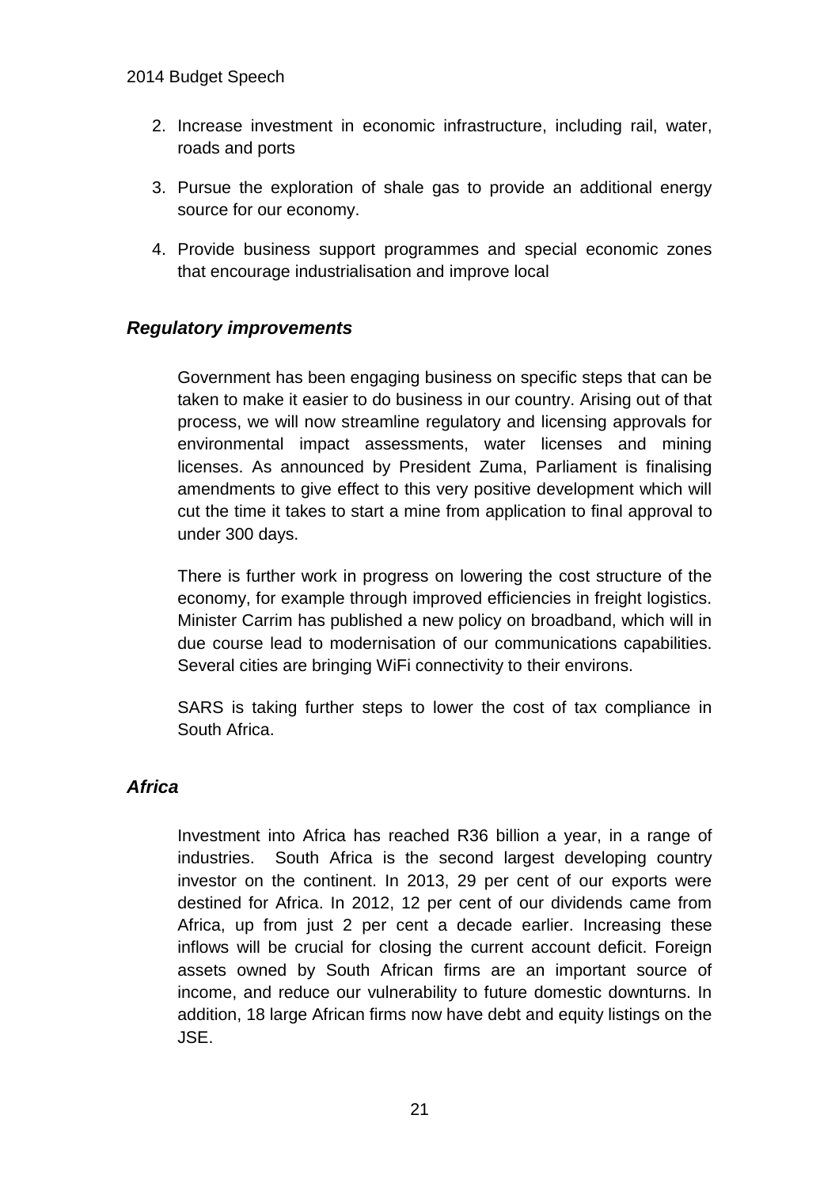2. Increase investment in economic infrastructure, including rail, water, roads and ports

3. Pursue the exploration of shale gas to provide an additional energy source for our economy.

4. Provide business support programmes and special economic zones that encourage industrialisation and improve local

### *Regulatory improvements*

Government has been engaging business on specific steps that can be taken to make it easier to do business in our country. Arising out of that process, we will now streamline regulatory and licensing approvals for environmental impact assessments, water licenses and mining licenses. As announced by President Zuma, Parliament is finalising amendments to give effect to this very positive development which will cut the time it takes to start a mine from application to final approval to under 300 days.

There is further work in progress on lowering the cost structure of the economy, for example through improved efficiencies in freight logistics. Minister Carrim has published a new policy on broadband, which will in due course lead to modernisation of our communications capabilities. Several cities are bringing WiFi connectivity to their environs.

SARS is taking further steps to lower the cost of tax compliance in South Africa.

### *Africa*

Investment into Africa has reached R36 billion a year, in a range of industries. South Africa is the second largest developing country investor on the continent. In 2013, 29 per cent of our exports were destined for Africa. In 2012, 12 per cent of our dividends came from Africa, up from just 2 per cent a decade earlier. Increasing these inflows will be crucial for closing the current account deficit. Foreign assets owned by South African firms are an important source of income, and reduce our vulnerability to future domestic downturns. In addition, 18 large African firms now have debt and equity listings on the JSE.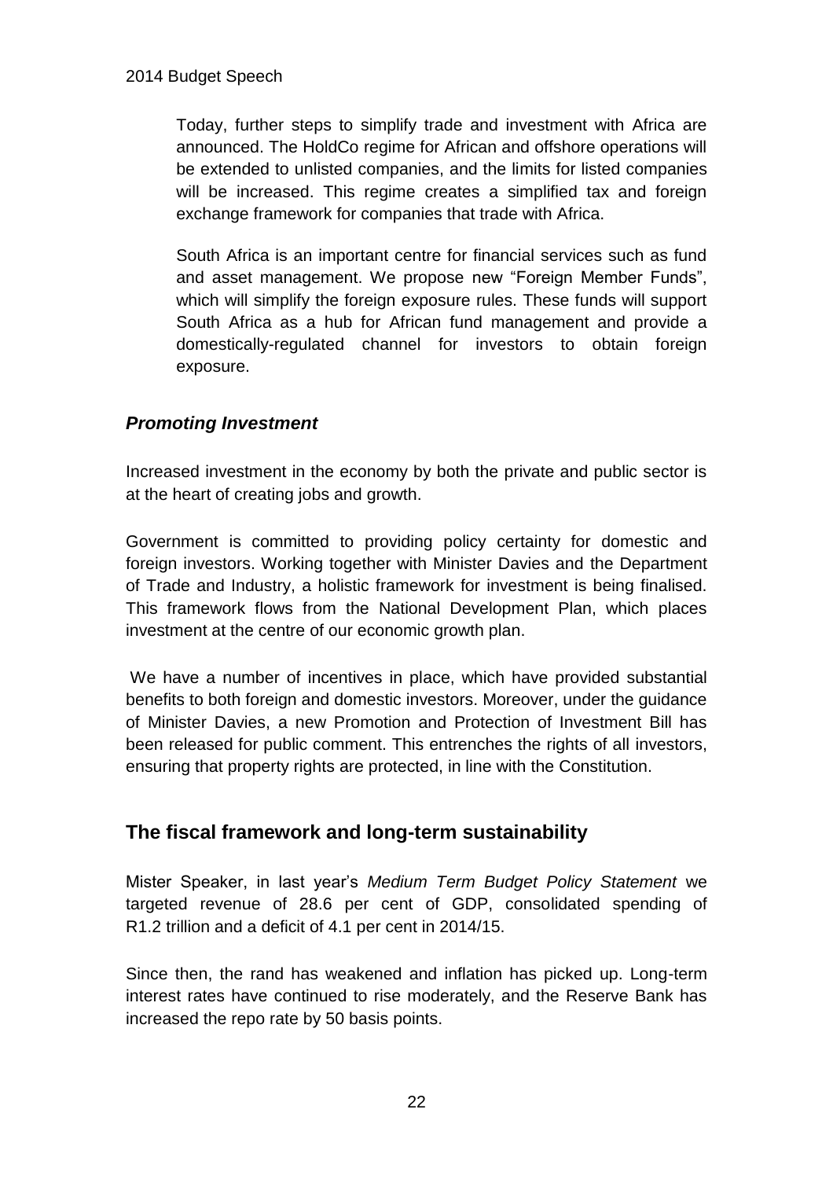Today, further steps to simplify trade and investment with Africa are announced. The HoldCo regime for African and offshore operations will be extended to unlisted companies, and the limits for listed companies will be increased. This regime creates a simplified tax and foreign exchange framework for companies that trade with Africa.

South Africa is an important centre for financial services such as fund and asset management. We propose new "Foreign Member Funds", which will simplify the foreign exposure rules. These funds will support South Africa as a hub for African fund management and provide a domestically-regulated channel for investors to obtain foreign exposure.

### *Promoting Investment*

Increased investment in the economy by both the private and public sector is at the heart of creating jobs and growth.

Government is committed to providing policy certainty for domestic and foreign investors. Working together with Minister Davies and the Department of Trade and Industry, a holistic framework for investment is being finalised. This framework flows from the National Development Plan, which places investment at the centre of our economic growth plan.

We have a number of incentives in place, which have provided substantial benefits to both foreign and domestic investors. Moreover, under the guidance of Minister Davies, a new Promotion and Protection of Investment Bill has been released for public comment. This entrenches the rights of all investors, ensuring that property rights are protected, in line with the Constitution.

## The fiscal framework and long-term sustainability

Mister Speaker, in last year's *Medium Term Budget Policy Statement* we targeted revenue of 28.6 per cent of GDP, consolidated spending of R1.2 trillion and a deficit of 4.1 per cent in 2014/15.

Since then, the rand has weakened and inflation has picked up. Long-term interest rates have continued to rise moderately, and the Reserve Bank has increased the repo rate by 50 basis points.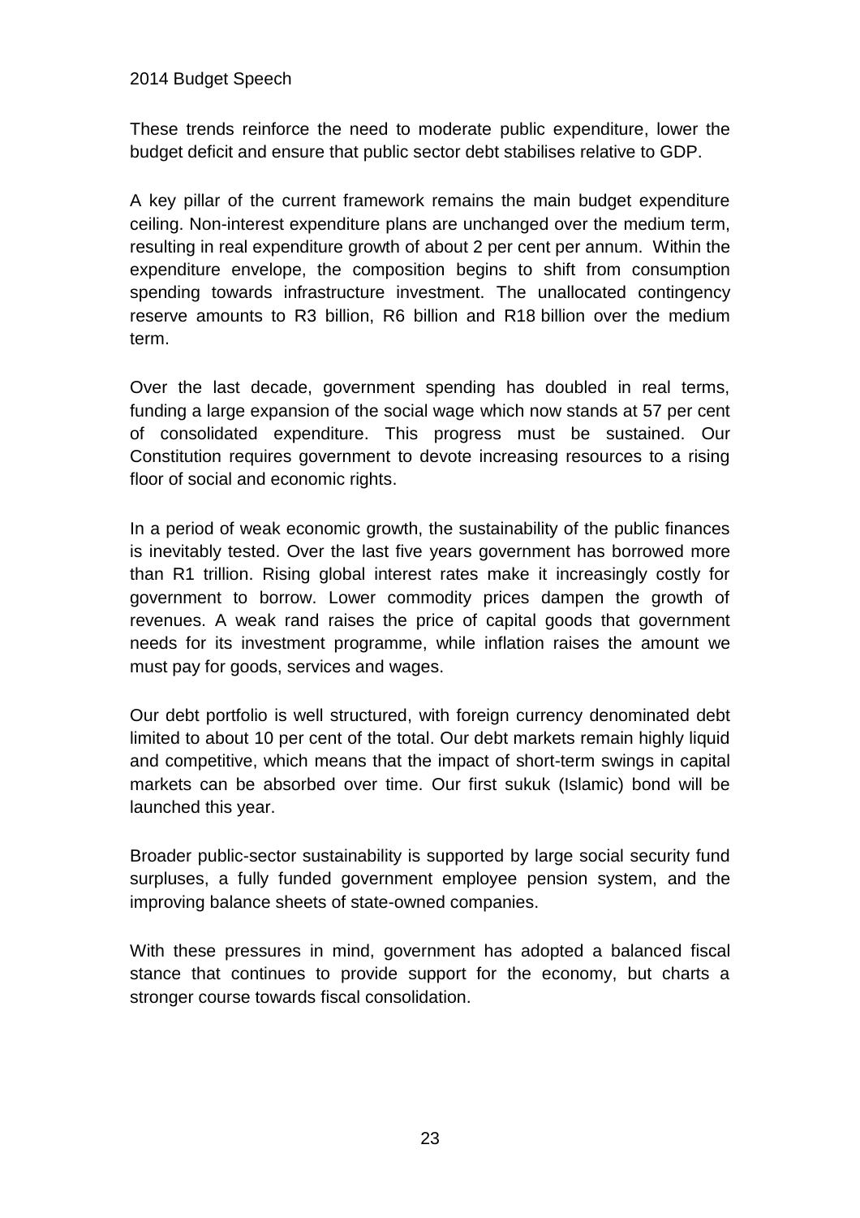These trends reinforce the need to moderate public expenditure, lower the budget deficit and ensure that public sector debt stabilises relative to GDP.

A key pillar of the current framework remains the main budget expenditure ceiling. Non-interest expenditure plans are unchanged over the medium term, resulting in real expenditure growth of about 2 per cent per annum. Within the expenditure envelope, the composition begins to shift from consumption spending towards infrastructure investment. The unallocated contingency reserve amounts to R3 billion, R6 billion and R18 billion over the medium term.

Over the last decade, government spending has doubled in real terms, funding a large expansion of the social wage which now stands at 57 per cent of consolidated expenditure. This progress must be sustained. Our Constitution requires government to devote increasing resources to a rising floor of social and economic rights.

In a period of weak economic growth, the sustainability of the public finances is inevitably tested. Over the last five years government has borrowed more than R1 trillion. Rising global interest rates make it increasingly costly for government to borrow. Lower commodity prices dampen the growth of revenues. A weak rand raises the price of capital goods that government needs for its investment programme, while inflation raises the amount we must pay for goods, services and wages.

Our debt portfolio is well structured, with foreign currency denominated debt limited to about 10 per cent of the total. Our debt markets remain highly liquid and competitive, which means that the impact of short-term swings in capital markets can be absorbed over time. Our first sukuk (Islamic) bond will be launched this year.

Broader public-sector sustainability is supported by large social security fund surpluses, a fully funded government employee pension system, and the improving balance sheets of state-owned companies.

With these pressures in mind, government has adopted a balanced fiscal stance that continues to provide support for the economy, but charts a stronger course towards fiscal consolidation.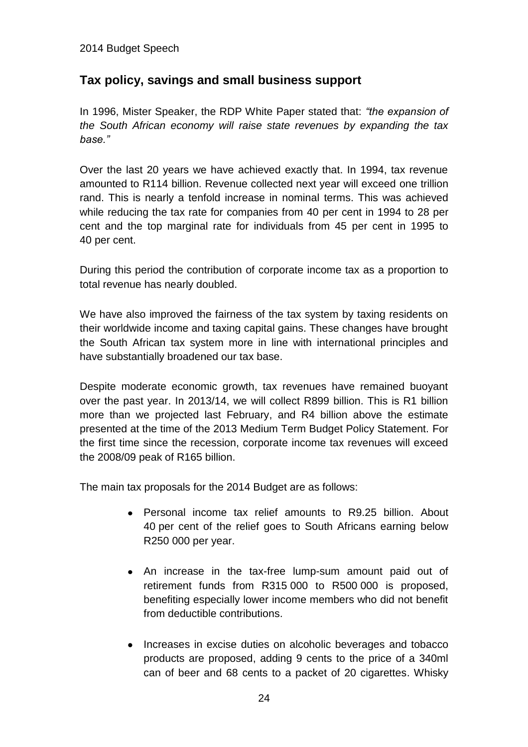## Tax policy, savings and small business support

In 1996, Mister Speaker, the RDP White Paper stated that: *"the expansion of the South African economy will raise state revenues by expanding the tax base."*

Over the last 20 years we have achieved exactly that. In 1994, tax revenue amounted to R114 billion. Revenue collected next year will exceed one trillion rand. This is nearly a tenfold increase in nominal terms. This was achieved while reducing the tax rate for companies from 40 per cent in 1994 to 28 per cent and the top marginal rate for individuals from 45 per cent in 1995 to 40 per cent.

During this period the contribution of corporate income tax as a proportion to total revenue has nearly doubled.

We have also improved the fairness of the tax system by taxing residents on their worldwide income and taxing capital gains. These changes have brought the South African tax system more in line with international principles and have substantially broadened our tax base.

Despite moderate economic growth, tax revenues have remained buoyant over the past year. In 2013/14, we will collect R899 billion. This is R1 billion more than we projected last February, and R4 billion above the estimate presented at the time of the 2013 Medium Term Budget Policy Statement. For the first time since the recession, corporate income tax revenues will exceed the 2008/09 peak of R165 billion.

The main tax proposals for the 2014 Budget are as follows:

- Personal income tax relief amounts to R9.25 billion. About 40 per cent of the relief goes to South Africans earning below R250 000 per year.
- An increase in the tax-free lump-sum amount paid out of retirement funds from R315 000 to R500 000 is proposed, benefiting especially lower income members who did not benefit from deductible contributions.
- Increases in excise duties on alcoholic beverages and tobacco products are proposed, adding 9 cents to the price of a 340ml can of beer and 68 cents to a packet of 20 cigarettes. Whisky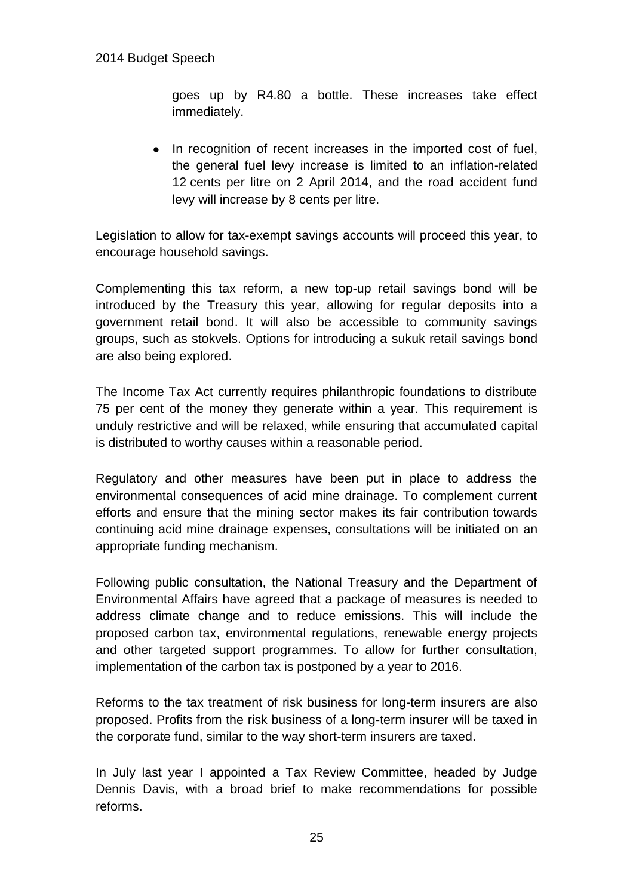goes up by R4.80 a bottle. These increases take effect immediately.

- In recognition of recent increases in the imported cost of fuel, the general fuel levy increase is limited to an inflation-related 12 cents per litre on 2 April 2014, and the road accident fund levy will increase by 8 cents per litre.

Legislation to allow for tax-exempt savings accounts will proceed this year, to encourage household savings.

Complementing this tax reform, a new top-up retail savings bond will be introduced by the Treasury this year, allowing for regular deposits into a government retail bond. It will also be accessible to community savings groups, such as stokvels. Options for introducing a sukuk retail savings bond are also being explored.

The Income Tax Act currently requires philanthropic foundations to distribute 75 per cent of the money they generate within a year. This requirement is unduly restrictive and will be relaxed, while ensuring that accumulated capital is distributed to worthy causes within a reasonable period.

Regulatory and other measures have been put in place to address the environmental consequences of acid mine drainage. To complement current efforts and ensure that the mining sector makes its fair contribution towards continuing acid mine drainage expenses, consultations will be initiated on an appropriate funding mechanism.

Following public consultation, the National Treasury and the Department of Environmental Affairs have agreed that a package of measures is needed to address climate change and to reduce emissions. This will include the proposed carbon tax, environmental regulations, renewable energy projects and other targeted support programmes. To allow for further consultation, implementation of the carbon tax is postponed by a year to 2016.

Reforms to the tax treatment of risk business for long-term insurers are also proposed. Profits from the risk business of a long-term insurer will be taxed in the corporate fund, similar to the way short-term insurers are taxed.

In July last year I appointed a Tax Review Committee, headed by Judge Dennis Davis, with a broad brief to make recommendations for possible reforms.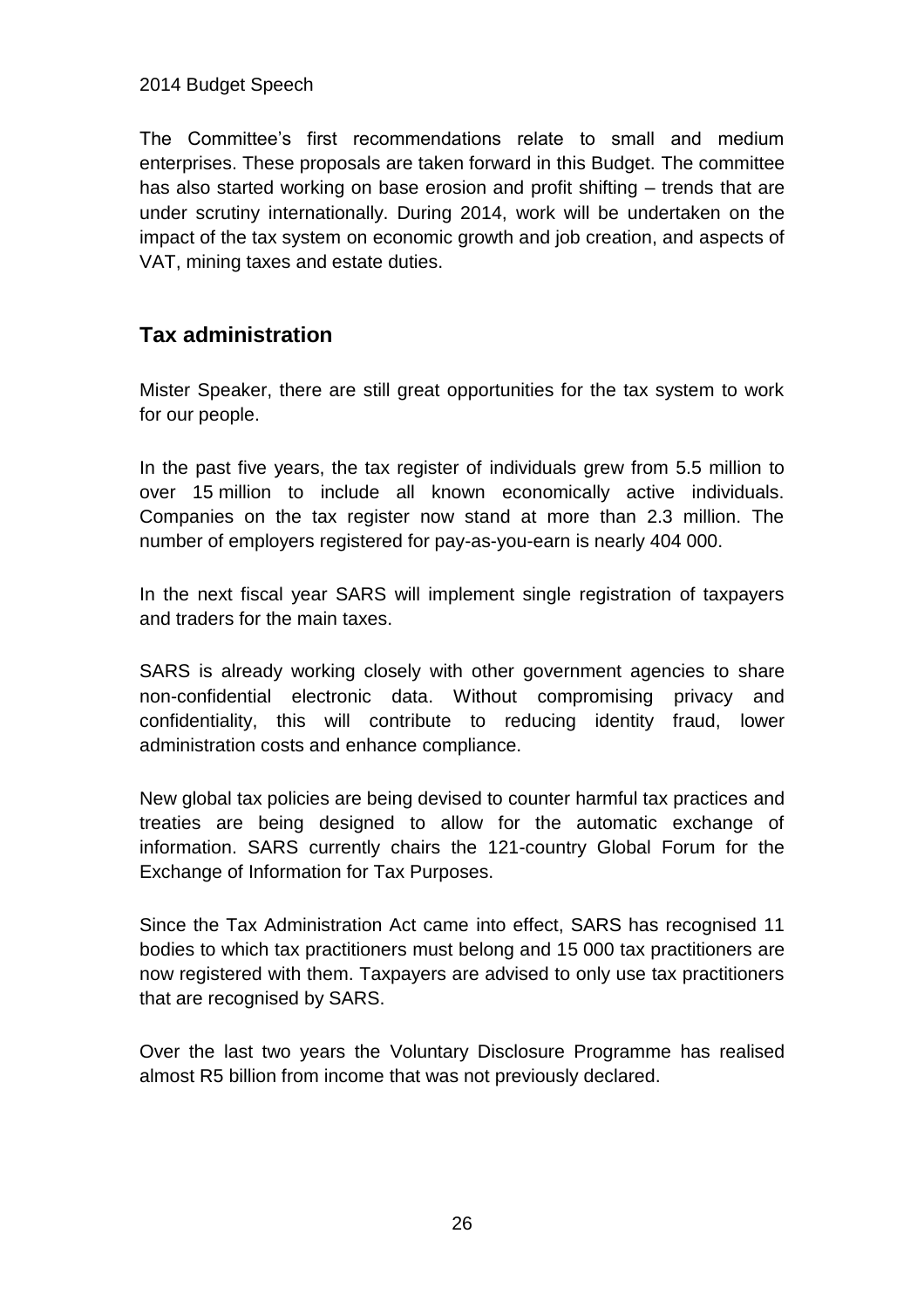The Committee's first recommendations relate to small and medium enterprises. These proposals are taken forward in this Budget. The committee has also started working on base erosion and profit shifting – trends that are under scrutiny internationally. During 2014, work will be undertaken on the impact of the tax system on economic growth and job creation, and aspects of VAT, mining taxes and estate duties.

## Tax administration

Mister Speaker, there are still great opportunities for the tax system to work for our people.

In the past five years, the tax register of individuals grew from 5.5 million to over 15 million to include all known economically active individuals. Companies on the tax register now stand at more than 2.3 million. The number of employers registered for pay-as-you-earn is nearly 404 000.

In the next fiscal year SARS will implement single registration of taxpayers and traders for the main taxes.

SARS is already working closely with other government agencies to share non-confidential electronic data. Without compromising privacy and confidentiality, this will contribute to reducing identity fraud, lower administration costs and enhance compliance.

New global tax policies are being devised to counter harmful tax practices and treaties are being designed to allow for the automatic exchange of information. SARS currently chairs the 121-country Global Forum for the Exchange of Information for Tax Purposes.

Since the Tax Administration Act came into effect, SARS has recognised 11 bodies to which tax practitioners must belong and 15 000 tax practitioners are now registered with them. Taxpayers are advised to only use tax practitioners that are recognised by SARS.

Over the last two years the Voluntary Disclosure Programme has realised almost R5 billion from income that was not previously declared.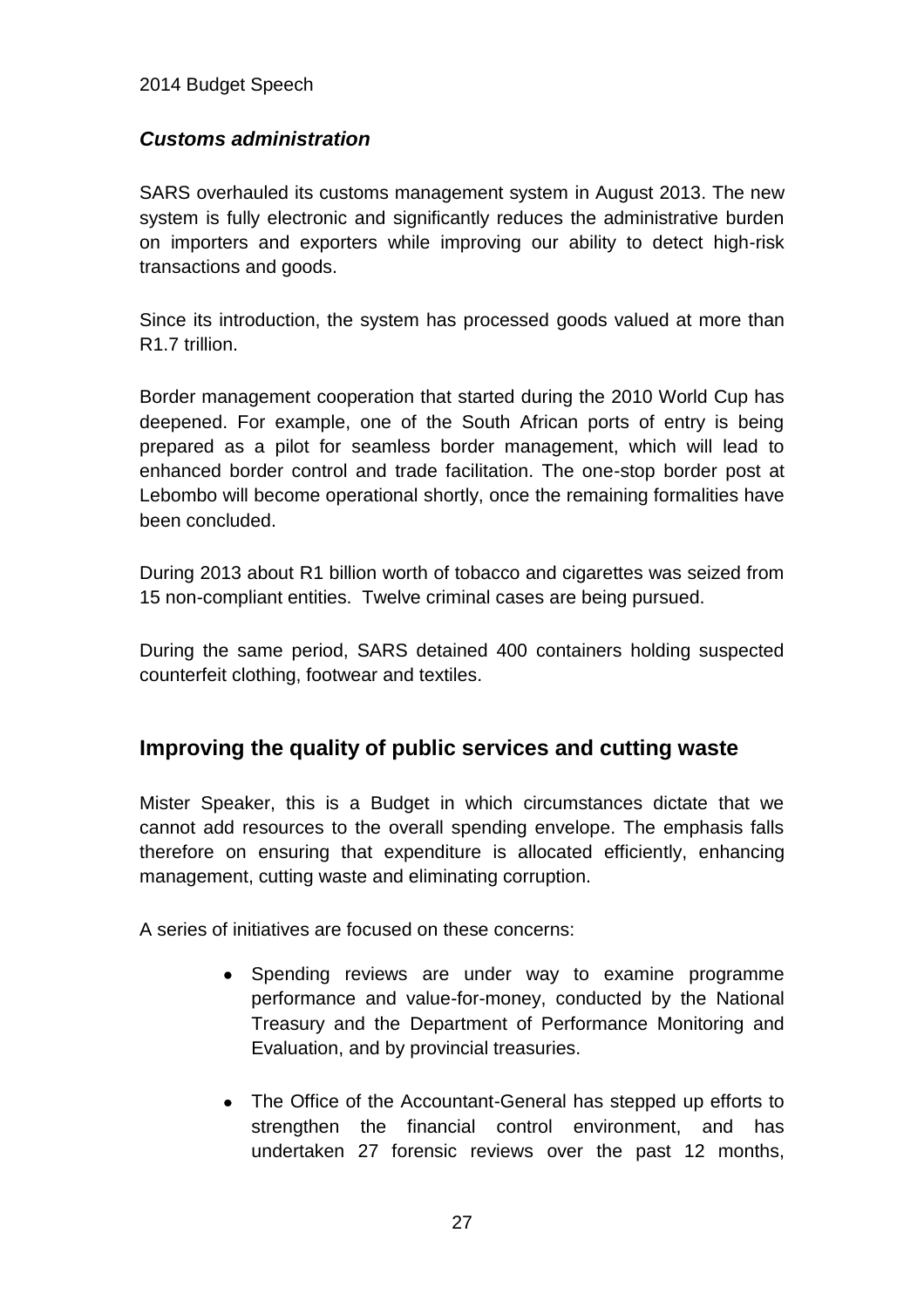### *Customs administration*

SARS overhauled its customs management system in August 2013. The new system is fully electronic and significantly reduces the administrative burden on importers and exporters while improving our ability to detect high-risk transactions and goods.

Since its introduction, the system has processed goods valued at more than R1.7 trillion.

Border management cooperation that started during the 2010 World Cup has deepened. For example, one of the South African ports of entry is being prepared as a pilot for seamless border management, which will lead to enhanced border control and trade facilitation. The one-stop border post at Lebombo will become operational shortly, once the remaining formalities have been concluded.

During 2013 about R1 billion worth of tobacco and cigarettes was seized from 15 non-compliant entities. Twelve criminal cases are being pursued.

During the same period, SARS detained 400 containers holding suspected counterfeit clothing, footwear and textiles.

## Improving the quality of public services and cutting waste

Mister Speaker, this is a Budget in which circumstances dictate that we cannot add resources to the overall spending envelope. The emphasis falls therefore on ensuring that expenditure is allocated efficiently, enhancing management, cutting waste and eliminating corruption.

A series of initiatives are focused on these concerns:

- Spending reviews are under way to examine programme performance and value-for-money, conducted by the National Treasury and the Department of Performance Monitoring and Evaluation, and by provincial treasuries.

- The Office of the Accountant-General has stepped up efforts to strengthen the financial control environment, and has undertaken 27 forensic reviews over the past 12 months,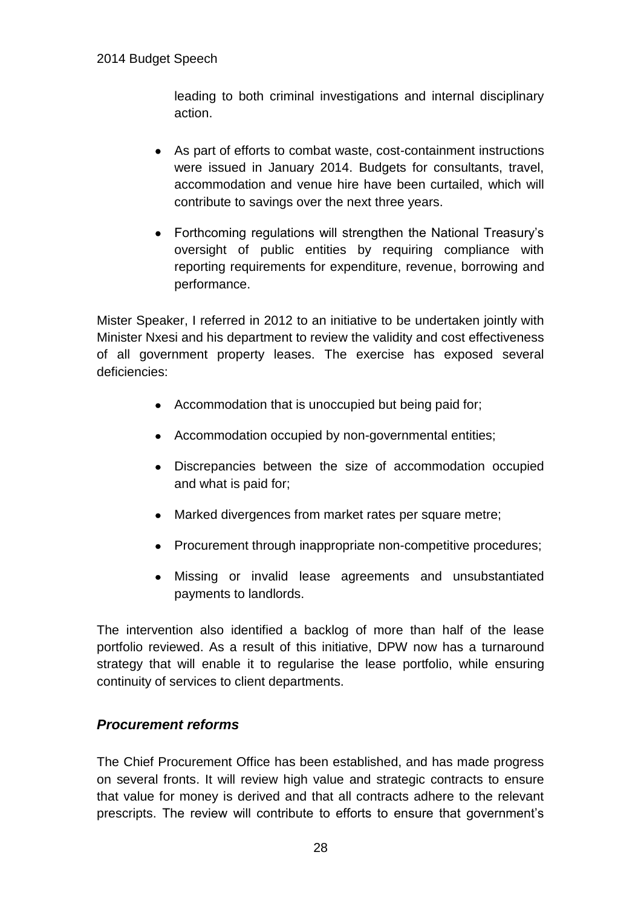leading to both criminal investigations and internal disciplinary action.

- As part of efforts to combat waste, cost-containment instructions were issued in January 2014. Budgets for consultants, travel, accommodation and venue hire have been curtailed, which will contribute to savings over the next three years.
- Forthcoming regulations will strengthen the National Treasury's oversight of public entities by requiring compliance with reporting requirements for expenditure, revenue, borrowing and performance.

Mister Speaker, I referred in 2012 to an initiative to be undertaken jointly with Minister Nxesi and his department to review the validity and cost effectiveness of all government property leases. The exercise has exposed several deficiencies:

- Accommodation that is unoccupied but being paid for;
- Accommodation occupied by non-governmental entities;
- Discrepancies between the size of accommodation occupied and what is paid for;
- Marked divergences from market rates per square metre;
- Procurement through inappropriate non-competitive procedures;
- Missing or invalid lease agreements and unsubstantiated payments to landlords.

The intervention also identified a backlog of more than half of the lease portfolio reviewed. As a result of this initiative, DPW now has a turnaround strategy that will enable it to regularise the lease portfolio, while ensuring continuity of services to client departments.

### *Procurement reforms*

The Chief Procurement Office has been established, and has made progress on several fronts. It will review high value and strategic contracts to ensure that value for money is derived and that all contracts adhere to the relevant prescripts. The review will contribute to efforts to ensure that government's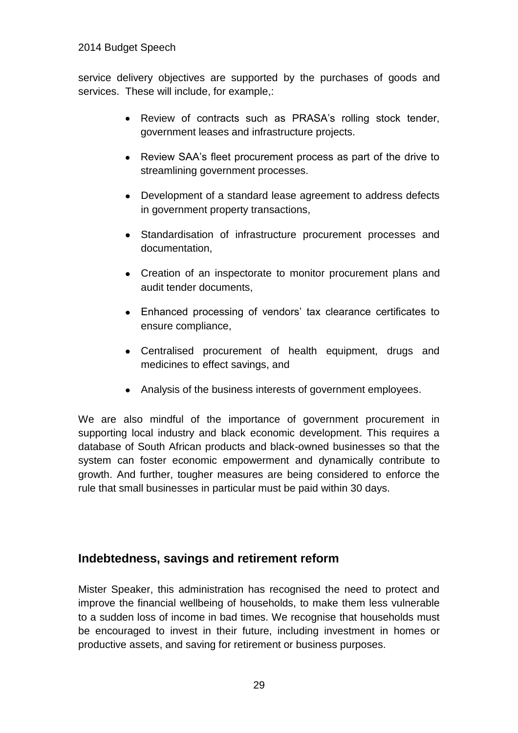service delivery objectives are supported by the purchases of goods and services. These will include, for example,:

- Review of contracts such as PRASA's rolling stock tender, government leases and infrastructure projects.
- Review SAA's fleet procurement process as part of the drive to streamlining government processes.
- Development of a standard lease agreement to address defects in government property transactions,
- Standardisation of infrastructure procurement processes and documentation,
- Creation of an inspectorate to monitor procurement plans and audit tender documents,
- Enhanced processing of vendors' tax clearance certificates to ensure compliance,
- Centralised procurement of health equipment, drugs and medicines to effect savings, and
- Analysis of the business interests of government employees.

We are also mindful of the importance of government procurement in supporting local industry and black economic development. This requires a database of South African products and black-owned businesses so that the system can foster economic empowerment and dynamically contribute to growth. And further, tougher measures are being considered to enforce the rule that small businesses in particular must be paid within 30 days.

## Indebtedness, savings and retirement reform

Mister Speaker, this administration has recognised the need to protect and improve the financial wellbeing of households, to make them less vulnerable to a sudden loss of income in bad times. We recognise that households must be encouraged to invest in their future, including investment in homes or productive assets, and saving for retirement or business purposes.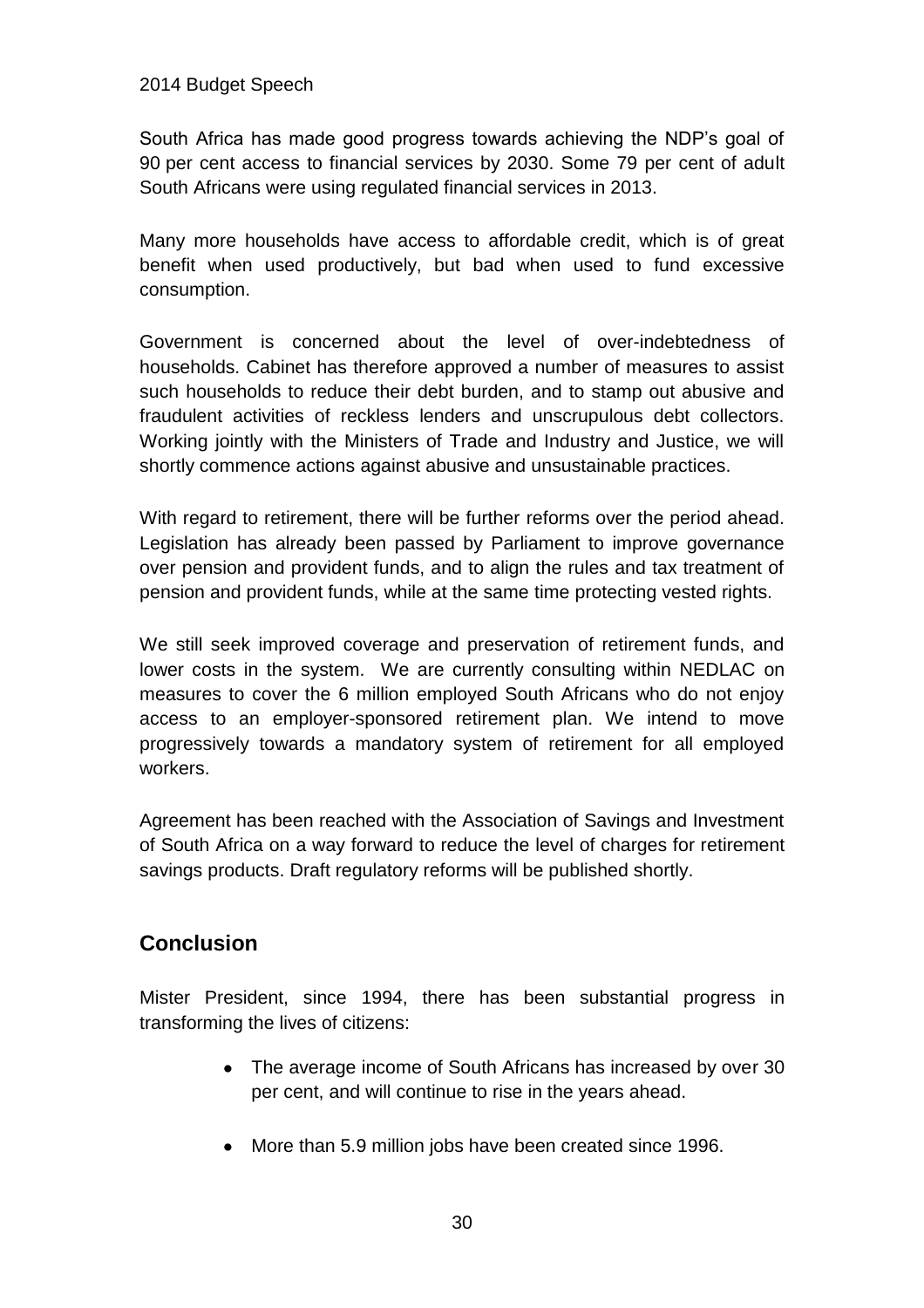South Africa has made good progress towards achieving the NDP's goal of 90 per cent access to financial services by 2030. Some 79 per cent of adult South Africans were using regulated financial services in 2013.

Many more households have access to affordable credit, which is of great benefit when used productively, but bad when used to fund excessive consumption.

Government is concerned about the level of over-indebtedness of households. Cabinet has therefore approved a number of measures to assist such households to reduce their debt burden, and to stamp out abusive and fraudulent activities of reckless lenders and unscrupulous debt collectors. Working jointly with the Ministers of Trade and Industry and Justice, we will shortly commence actions against abusive and unsustainable practices.

With regard to retirement, there will be further reforms over the period ahead. Legislation has already been passed by Parliament to improve governance over pension and provident funds, and to align the rules and tax treatment of pension and provident funds, while at the same time protecting vested rights.

We still seek improved coverage and preservation of retirement funds, and lower costs in the system. We are currently consulting within NEDLAC on measures to cover the 6 million employed South Africans who do not enjoy access to an employer-sponsored retirement plan. We intend to move progressively towards a mandatory system of retirement for all employed workers.

Agreement has been reached with the Association of Savings and Investment of South Africa on a way forward to reduce the level of charges for retirement savings products. Draft regulatory reforms will be published shortly.

## Conclusion

Mister President, since 1994, there has been substantial progress in transforming the lives of citizens:

- The average income of South Africans has increased by over 30 per cent, and will continue to rise in the years ahead.
- More than 5.9 million jobs have been created since 1996.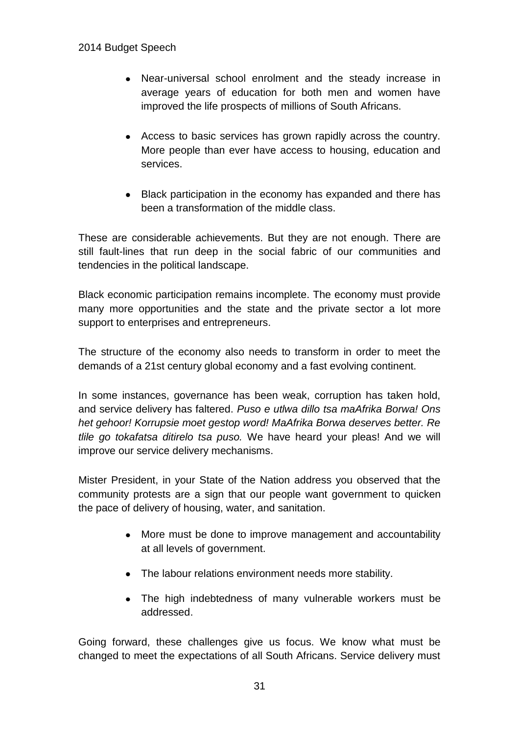- Near-universal school enrolment and the steady increase in average years of education for both men and women have improved the life prospects of millions of South Africans.

- Access to basic services has grown rapidly across the country. More people than ever have access to housing, education and services.

- Black participation in the economy has expanded and there has been a transformation of the middle class.

These are considerable achievements. But they are not enough. There are still fault-lines that run deep in the social fabric of our communities and tendencies in the political landscape.

Black economic participation remains incomplete. The economy must provide many more opportunities and the state and the private sector a lot more support to enterprises and entrepreneurs.

The structure of the economy also needs to transform in order to meet the demands of a 21st century global economy and a fast evolving continent.

In some instances, governance has been weak, corruption has taken hold, and service delivery has faltered. *Puso e utlwa dillo tsa maAfrika Borwa! Ons het gehoor! Korrupsie moet gestop word! MaAfrika Borwa deserves better. Re tlile go tokafatsa ditirelo tsa puso.* We have heard your pleas! And we will improve our service delivery mechanisms.

Mister President, in your State of the Nation address you observed that the community protests are a sign that our people want government to quicken the pace of delivery of housing, water, and sanitation.

- More must be done to improve management and accountability at all levels of government.

- The labour relations environment needs more stability.

- The high indebtedness of many vulnerable workers must be addressed.

Going forward, these challenges give us focus. We know what must be changed to meet the expectations of all South Africans. Service delivery must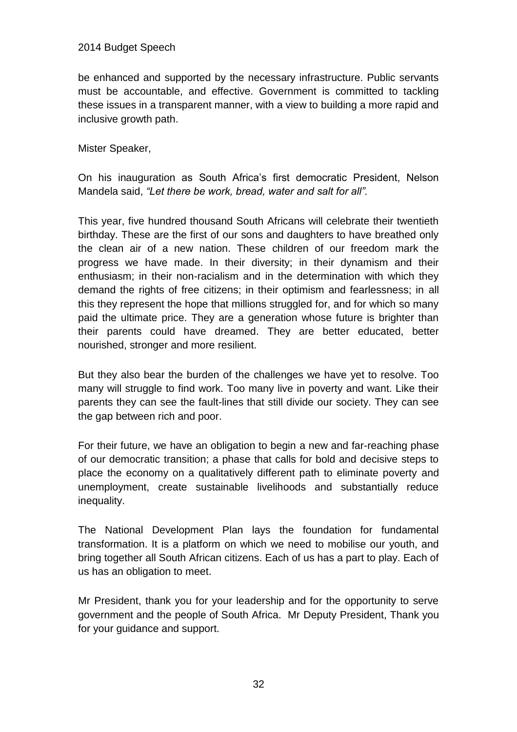be enhanced and supported by the necessary infrastructure. Public servants must be accountable, and effective. Government is committed to tackling these issues in a transparent manner, with a view to building a more rapid and inclusive growth path.

Mister Speaker,

On his inauguration as South Africa's first democratic President, Nelson Mandela said, *"Let there be work, bread, water and salt for all".*

This year, five hundred thousand South Africans will celebrate their twentieth birthday. These are the first of our sons and daughters to have breathed only the clean air of a new nation. These children of our freedom mark the progress we have made. In their diversity; in their dynamism and their enthusiasm; in their non-racialism and in the determination with which they demand the rights of free citizens; in their optimism and fearlessness; in all this they represent the hope that millions struggled for, and for which so many paid the ultimate price. They are a generation whose future is brighter than their parents could have dreamed. They are better educated, better nourished, stronger and more resilient.

But they also bear the burden of the challenges we have yet to resolve. Too many will struggle to find work. Too many live in poverty and want. Like their parents they can see the fault-lines that still divide our society. They can see the gap between rich and poor.

For their future, we have an obligation to begin a new and far-reaching phase of our democratic transition; a phase that calls for bold and decisive steps to place the economy on a qualitatively different path to eliminate poverty and unemployment, create sustainable livelihoods and substantially reduce inequality.

The National Development Plan lays the foundation for fundamental transformation. It is a platform on which we need to mobilise our youth, and bring together all South African citizens. Each of us has a part to play. Each of us has an obligation to meet.

Mr President, thank you for your leadership and for the opportunity to serve government and the people of South Africa. Mr Deputy President, Thank you for your guidance and support.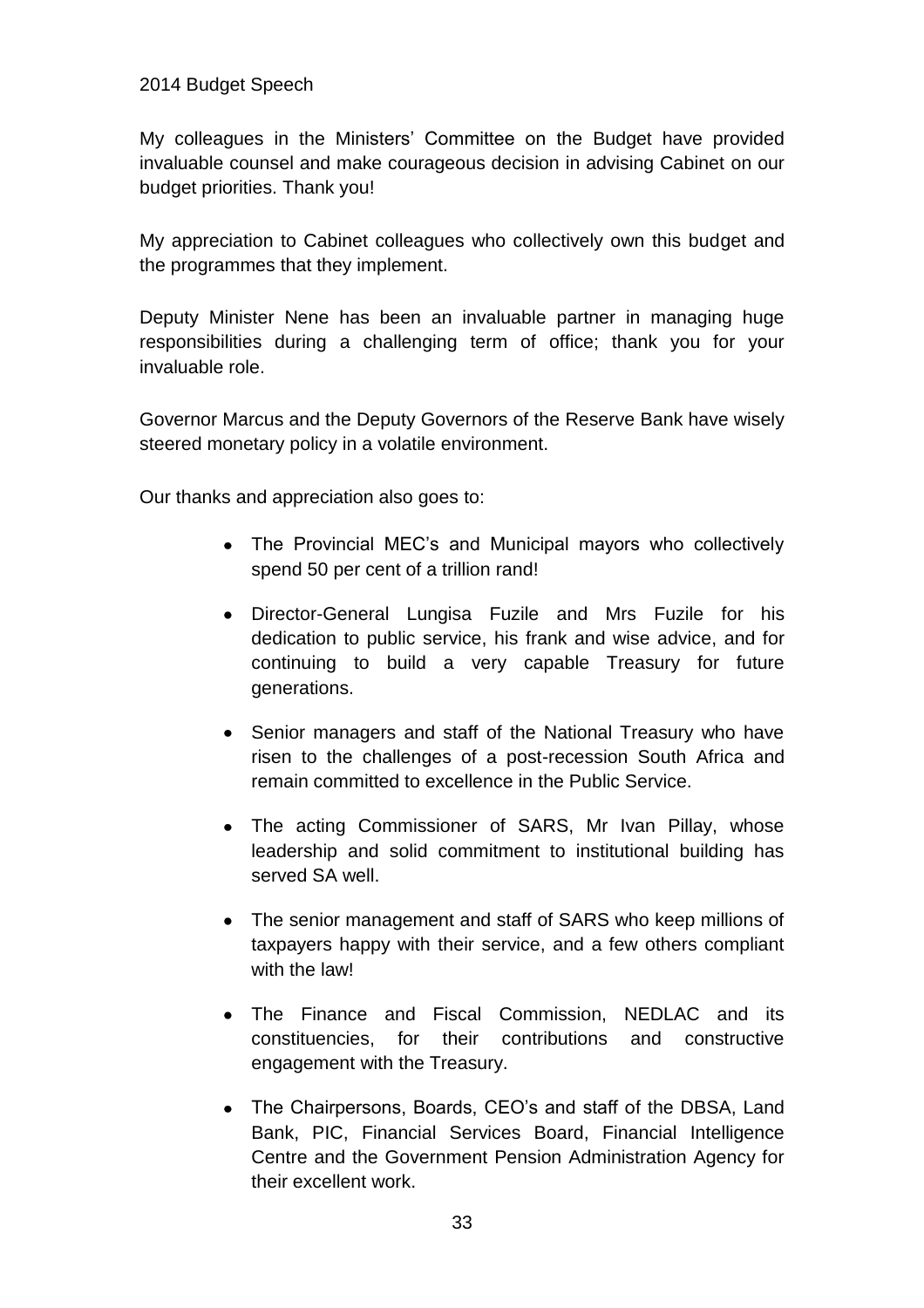2014 Budget Speech

My colleagues in the Ministers' Committee on the Budget have provided invaluable counsel and make courageous decision in advising Cabinet on our budget priorities. Thank you!

My appreciation to Cabinet colleagues who collectively own this budget and the programmes that they implement.

Deputy Minister Nene has been an invaluable partner in managing huge responsibilities during a challenging term of office; thank you for your invaluable role.

Governor Marcus and the Deputy Governors of the Reserve Bank have wisely steered monetary policy in a volatile environment.

Our thanks and appreciation also goes to:

- The Provincial MEC's and Municipal mayors who collectively spend 50 per cent of a trillion rand!
- Director-General Lungisa Fuzile and Mrs Fuzile for his dedication to public service, his frank and wise advice, and for continuing to build a very capable Treasury for future generations.
- Senior managers and staff of the National Treasury who have risen to the challenges of a post-recession South Africa and remain committed to excellence in the Public Service.
- The acting Commissioner of SARS, Mr Ivan Pillay, whose leadership and solid commitment to institutional building has served SA well.
- The senior management and staff of SARS who keep millions of taxpayers happy with their service, and a few others compliant with the law!
- The Finance and Fiscal Commission, NEDLAC and its constituencies, for their contributions and constructive engagement with the Treasury.
- The Chairpersons, Boards, CEO's and staff of the DBSA, Land Bank, PIC, Financial Services Board, Financial Intelligence Centre and the Government Pension Administration Agency for their excellent work.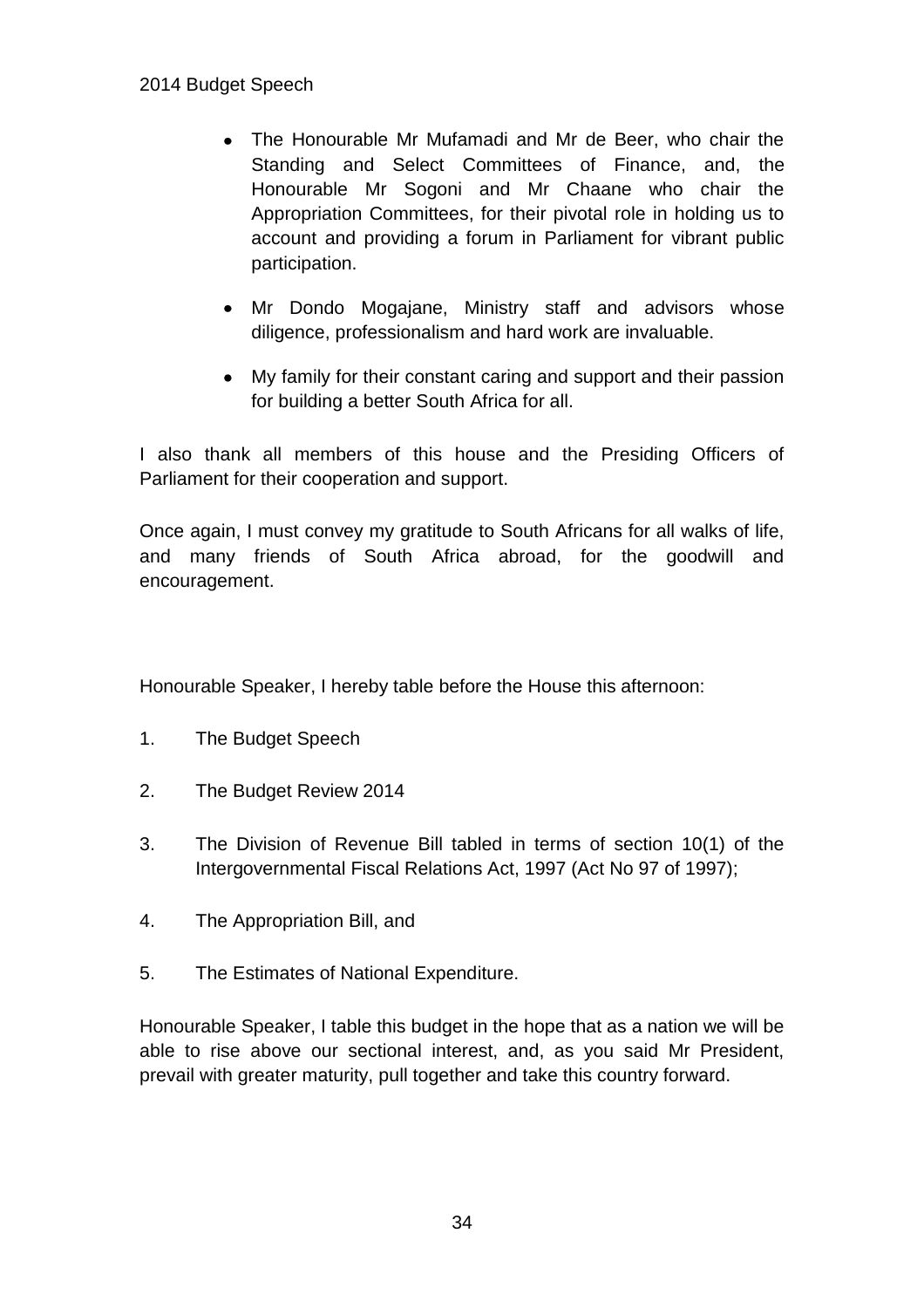- The Honourable Mr Mufamadi and Mr de Beer, who chair the Standing and Select Committees of Finance, and, the Honourable Mr Sogoni and Mr Chaane who chair the Appropriation Committees, for their pivotal role in holding us to account and providing a forum in Parliament for vibrant public participation.

- Mr Dondo Mogajane, Ministry staff and advisors whose diligence, professionalism and hard work are invaluable.

- My family for their constant caring and support and their passion for building a better South Africa for all.

I also thank all members of this house and the Presiding Officers of Parliament for their cooperation and support.

Once again, I must convey my gratitude to South Africans for all walks of life, and many friends of South Africa abroad, for the goodwill and encouragement.

Honourable Speaker, I hereby table before the House this afternoon:

1. The Budget Speech

2. The Budget Review 2014

3. The Division of Revenue Bill tabled in terms of section 10(1) of the Intergovernmental Fiscal Relations Act, 1997 (Act No 97 of 1997);

4. The Appropriation Bill, and

5. The Estimates of National Expenditure.

Honourable Speaker, I table this budget in the hope that as a nation we will be able to rise above our sectional interest, and, as you said Mr President, prevail with greater maturity, pull together and take this country forward.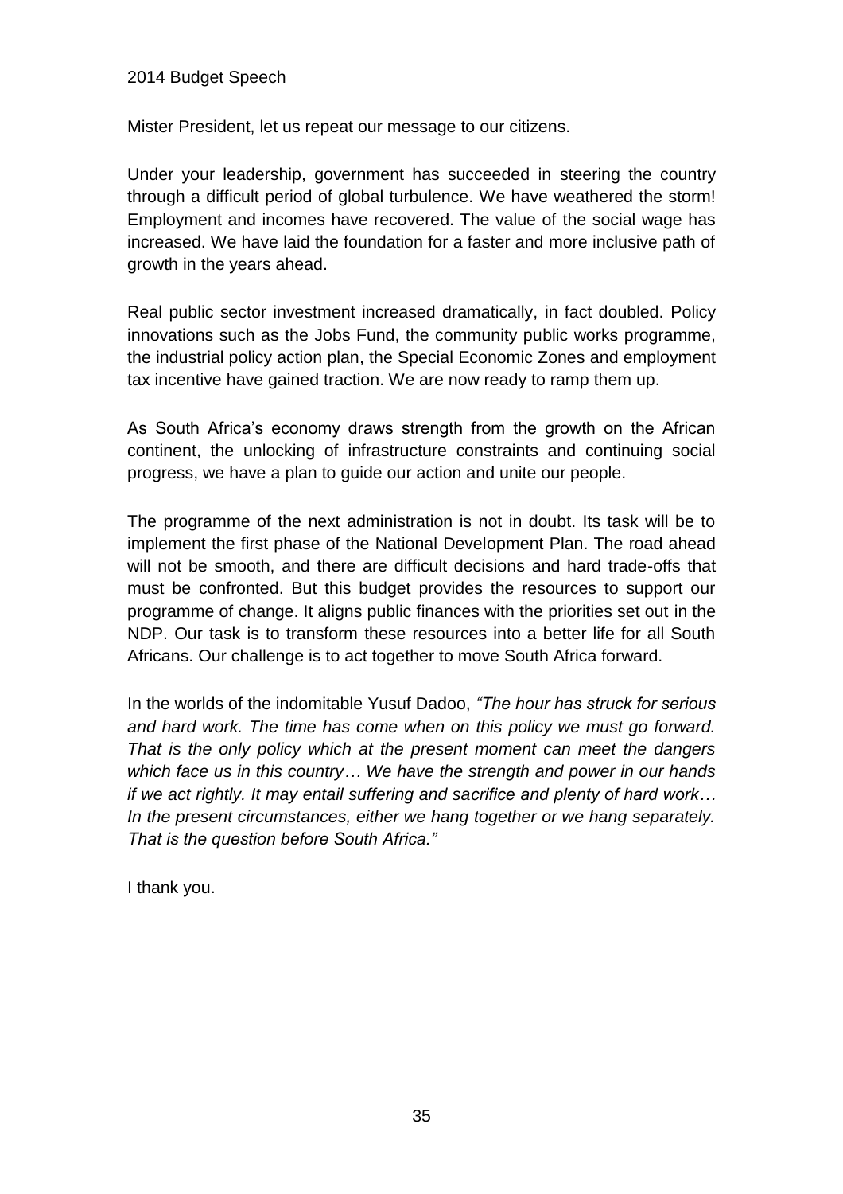Mister President, let us repeat our message to our citizens.

Under your leadership, government has succeeded in steering the country through a difficult period of global turbulence. We have weathered the storm! Employment and incomes have recovered. The value of the social wage has increased. We have laid the foundation for a faster and more inclusive path of growth in the years ahead.

Real public sector investment increased dramatically, in fact doubled. Policy innovations such as the Jobs Fund, the community public works programme, the industrial policy action plan, the Special Economic Zones and employment tax incentive have gained traction. We are now ready to ramp them up.

As South Africa's economy draws strength from the growth on the African continent, the unlocking of infrastructure constraints and continuing social progress, we have a plan to guide our action and unite our people.

The programme of the next administration is not in doubt. Its task will be to implement the first phase of the National Development Plan. The road ahead will not be smooth, and there are difficult decisions and hard trade-offs that must be confronted. But this budget provides the resources to support our programme of change. It aligns public finances with the priorities set out in the NDP. Our task is to transform these resources into a better life for all South Africans. Our challenge is to act together to move South Africa forward.

In the worlds of the indomitable Yusuf Dadoo, *"The hour has struck for serious and hard work. The time has come when on this policy we must go forward. That is the only policy which at the present moment can meet the dangers which face us in this country… We have the strength and power in our hands if we act rightly. It may entail suffering and sacrifice and plenty of hard work… In the present circumstances, either we hang together or we hang separately. That is the question before South Africa."*

I thank you.